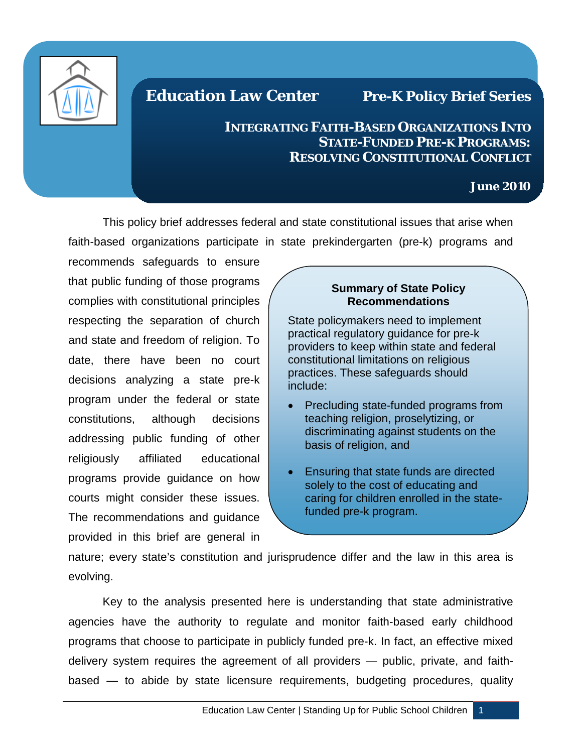# Education Law Center — Pre-K Policy Brief Series

## Integrating Faith-Based Organizations Into State-Funded Pre-k Programs: Resolving Constitutional Conflict

**June 2010**

This policy brief addresses federal and state constitutional issues that arise when faith-based organizations participate in state prekindergarten (pre-k) programs and recommends safeguards to ensure that public funding of those programs complies with constitutional principles respecting the separation of church and state and freedom of religion. To date, there have been no court decisions analyzing a state pre-k program under the federal or state constitutions, although decisions addressing public funding of other religiously affiliated educational programs provide guidance on how courts might consider these issues. The recommendations and guidance provided in this brief are general in nature; every state's constitution and jurisprudence differ and the law in this area is evolving.

> **Summary of State Policy Recommendations**
>
> State policymakers need to implement practical regulatory guidance for pre-k providers to keep within state and federal constitutional limitations on religious practices. These safeguards should include:
>
> - Precluding state-funded programs from teaching religion, proselytizing, or discriminating against students on the basis of religion, and
> - Ensuring that state funds are directed solely to the cost of educating and caring for children enrolled in the state-funded pre-k program.

Key to the analysis presented here is understanding that state administrative agencies have the authority to regulate and monitor faith-based early childhood programs that choose to participate in publicly funded pre-k. In fact, an effective mixed delivery system requires the agreement of all providers — public, private, and faith-based — to abide by state licensure requirements, budgeting procedures, quality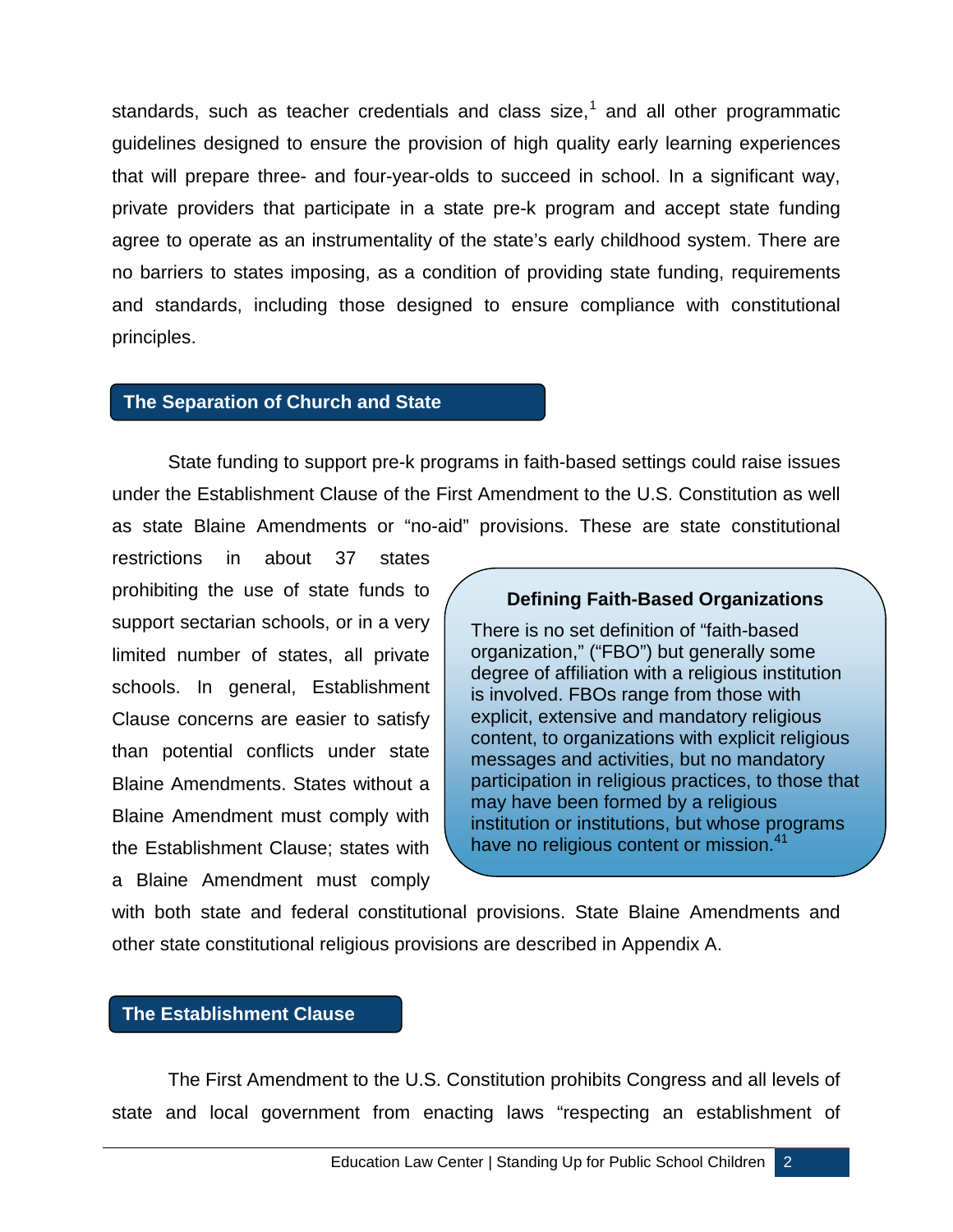standards, such as teacher credentials and class size,[1] and all other programmatic guidelines designed to ensure the provision of high quality early learning experiences that will prepare three- and four-year-olds to succeed in school. In a significant way, private providers that participate in a state pre-k program and accept state funding agree to operate as an instrumentality of the state's early childhood system. There are no barriers to states imposing, as a condition of providing state funding, requirements and standards, including those designed to ensure compliance with constitutional principles.

## The Separation of Church and State

State funding to support pre-k programs in faith-based settings could raise issues under the Establishment Clause of the First Amendment to the U.S. Constitution as well as state Blaine Amendments or "no-aid" provisions. These are state constitutional restrictions in about 37 states prohibiting the use of state funds to support sectarian schools, or in a very limited number of states, all private schools. In general, Establishment Clause concerns are easier to satisfy than potential conflicts under state Blaine Amendments. States without a Blaine Amendment must comply with the Establishment Clause; states with a Blaine Amendment must comply with both state and federal constitutional provisions. State Blaine Amendments and other state constitutional religious provisions are described in Appendix A.

> **Defining Faith-Based Organizations**
>
> There is no set definition of "faith-based organization," ("FBO") but generally some degree of affiliation with a religious institution is involved. FBOs range from those with explicit, extensive and mandatory religious content, to organizations with explicit religious messages and activities, but no mandatory participation in religious practices, to those that may have been formed by a religious institution or institutions, but whose programs have no religious content or mission.[41]

## The Establishment Clause

The First Amendment to the U.S. Constitution prohibits Congress and all levels of state and local government from enacting laws "respecting an establishment of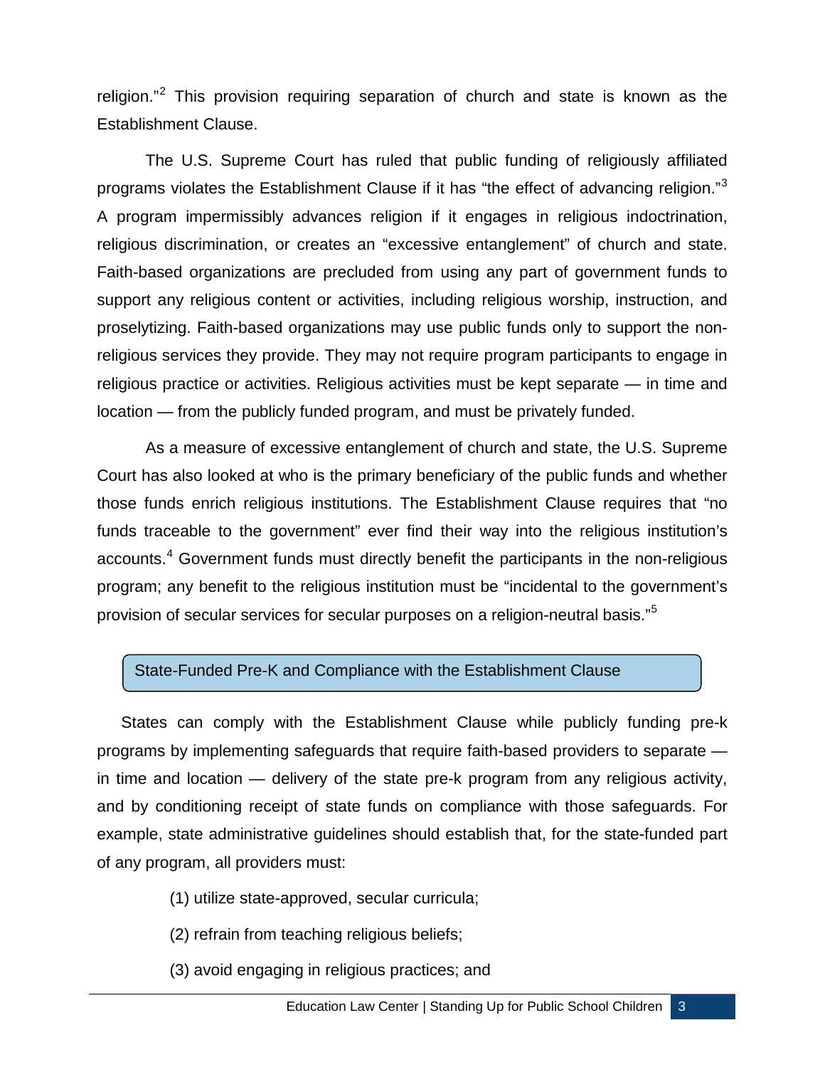religion."[2] This provision requiring separation of church and state is known as the Establishment Clause.

The U.S. Supreme Court has ruled that public funding of religiously affiliated programs violates the Establishment Clause if it has "the effect of advancing religion."[3] A program impermissibly advances religion if it engages in religious indoctrination, religious discrimination, or creates an "excessive entanglement" of church and state. Faith-based organizations are precluded from using any part of government funds to support any religious content or activities, including religious worship, instruction, and proselytizing. Faith-based organizations may use public funds only to support the non-religious services they provide. They may not require program participants to engage in religious practice or activities. Religious activities must be kept separate — in time and location — from the publicly funded program, and must be privately funded.

As a measure of excessive entanglement of church and state, the U.S. Supreme Court has also looked at who is the primary beneficiary of the public funds and whether those funds enrich religious institutions. The Establishment Clause requires that "no funds traceable to the government" ever find their way into the religious institution's accounts.[4] Government funds must directly benefit the participants in the non-religious program; any benefit to the religious institution must be "incidental to the government's provision of secular services for secular purposes on a religion-neutral basis."[5]

## State-Funded Pre-K and Compliance with the Establishment Clause

States can comply with the Establishment Clause while publicly funding pre-k programs by implementing safeguards that require faith-based providers to separate — in time and location — delivery of the state pre-k program from any religious activity, and by conditioning receipt of state funds on compliance with those safeguards. For example, state administrative guidelines should establish that, for the state-funded part of any program, all providers must:

(1) utilize state-approved, secular curricula;

(2) refrain from teaching religious beliefs;

(3) avoid engaging in religious practices; and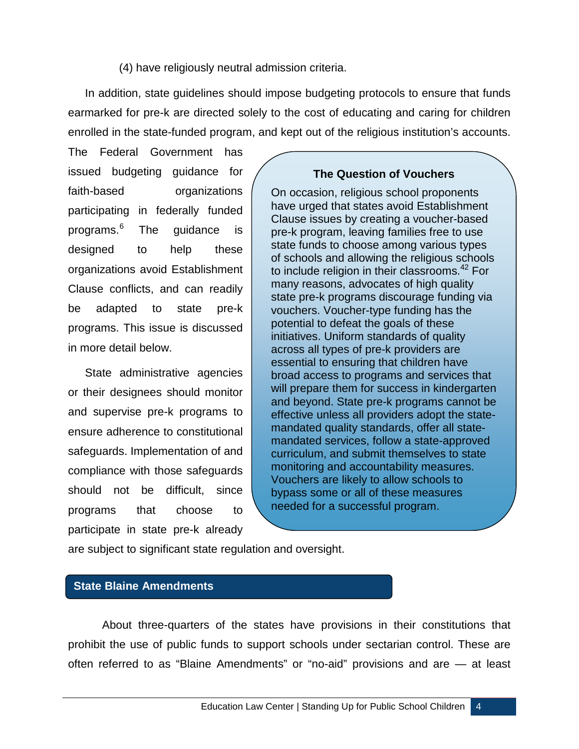(4) have religiously neutral admission criteria.

In addition, state guidelines should impose budgeting protocols to ensure that funds earmarked for pre-k are directed solely to the cost of educating and caring for children enrolled in the state-funded program, and kept out of the religious institution's accounts. The Federal Government has issued budgeting guidance for faith-based organizations participating in federally funded programs.[6] The guidance is designed to help these organizations avoid Establishment Clause conflicts, and can readily be adapted to state pre-k programs. This issue is discussed in more detail below.

State administrative agencies or their designees should monitor and supervise pre-k programs to ensure adherence to constitutional safeguards. Implementation of and compliance with those safeguards should not be difficult, since programs that choose to participate in state pre-k already are subject to significant state regulation and oversight.

> **The Question of Vouchers**
>
> On occasion, religious school proponents have urged that states avoid Establishment Clause issues by creating a voucher-based pre-k program, leaving families free to use state funds to choose among various types of schools and allowing the religious schools to include religion in their classrooms.[42] For many reasons, advocates of high quality state pre-k programs discourage funding via vouchers. Voucher-type funding has the potential to defeat the goals of these initiatives. Uniform standards of quality across all types of pre-k providers are essential to ensuring that children have broad access to programs and services that will prepare them for success in kindergarten and beyond. State pre-k programs cannot be effective unless all providers adopt the state-mandated quality standards, offer all state-mandated services, follow a state-approved curriculum, and submit themselves to state monitoring and accountability measures. Vouchers are likely to allow schools to bypass some or all of these measures needed for a successful program.

## State Blaine Amendments

About three-quarters of the states have provisions in their constitutions that prohibit the use of public funds to support schools under sectarian control. These are often referred to as "Blaine Amendments" or "no-aid" provisions and are — at least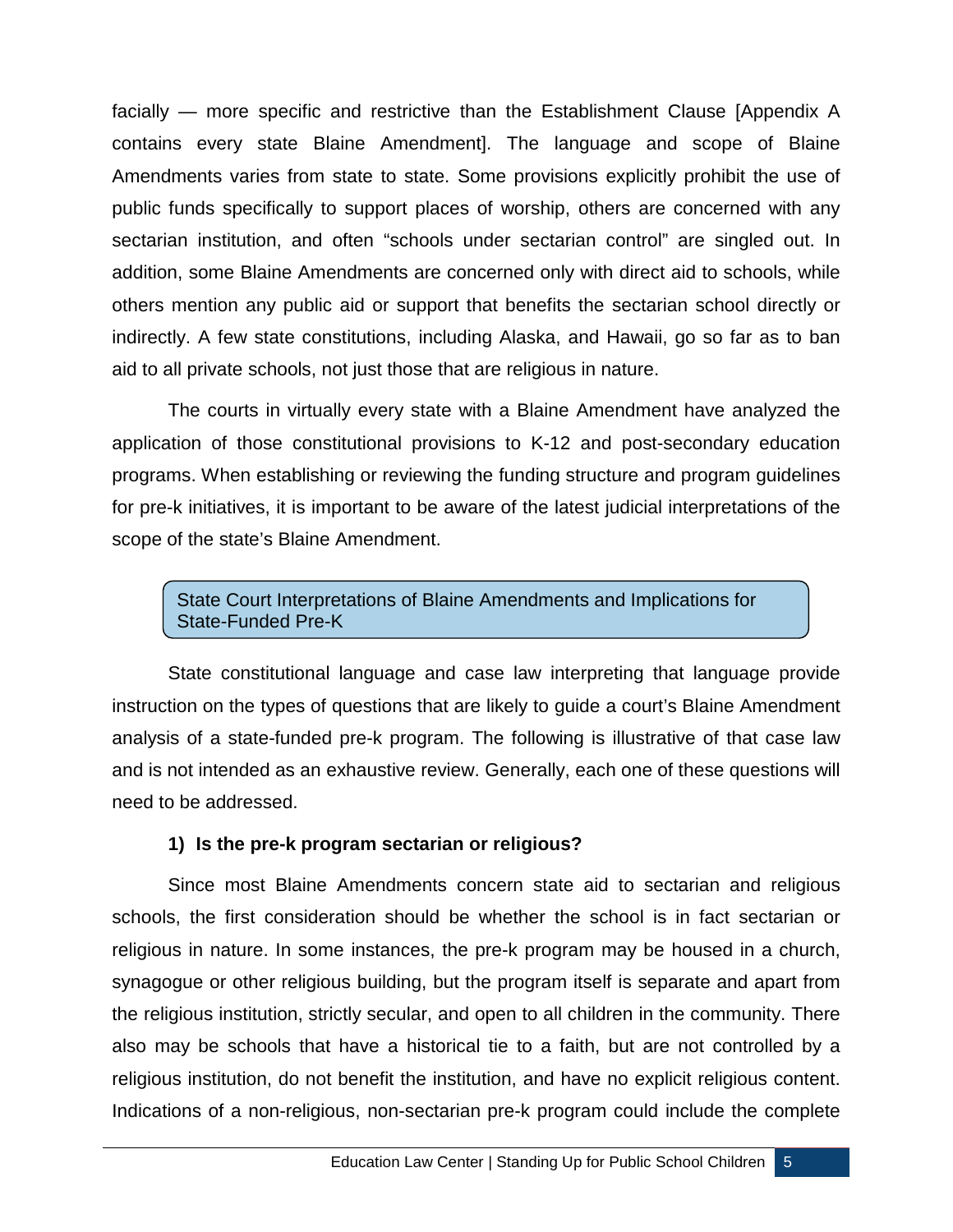facially — more specific and restrictive than the Establishment Clause [Appendix A contains every state Blaine Amendment]. The language and scope of Blaine Amendments varies from state to state. Some provisions explicitly prohibit the use of public funds specifically to support places of worship, others are concerned with any sectarian institution, and often "schools under sectarian control" are singled out. In addition, some Blaine Amendments are concerned only with direct aid to schools, while others mention any public aid or support that benefits the sectarian school directly or indirectly. A few state constitutions, including Alaska, and Hawaii, go so far as to ban aid to all private schools, not just those that are religious in nature.

The courts in virtually every state with a Blaine Amendment have analyzed the application of those constitutional provisions to K-12 and post-secondary education programs. When establishing or reviewing the funding structure and program guidelines for pre-k initiatives, it is important to be aware of the latest judicial interpretations of the scope of the state's Blaine Amendment.

## State Court Interpretations of Blaine Amendments and Implications for State-Funded Pre-K

State constitutional language and case law interpreting that language provide instruction on the types of questions that are likely to guide a court's Blaine Amendment analysis of a state-funded pre-k program. The following is illustrative of that case law and is not intended as an exhaustive review. Generally, each one of these questions will need to be addressed.

### 1) Is the pre-k program sectarian or religious?

Since most Blaine Amendments concern state aid to sectarian and religious schools, the first consideration should be whether the school is in fact sectarian or religious in nature. In some instances, the pre-k program may be housed in a church, synagogue or other religious building, but the program itself is separate and apart from the religious institution, strictly secular, and open to all children in the community. There also may be schools that have a historical tie to a faith, but are not controlled by a religious institution, do not benefit the institution, and have no explicit religious content. Indications of a non-religious, non-sectarian pre-k program could include the complete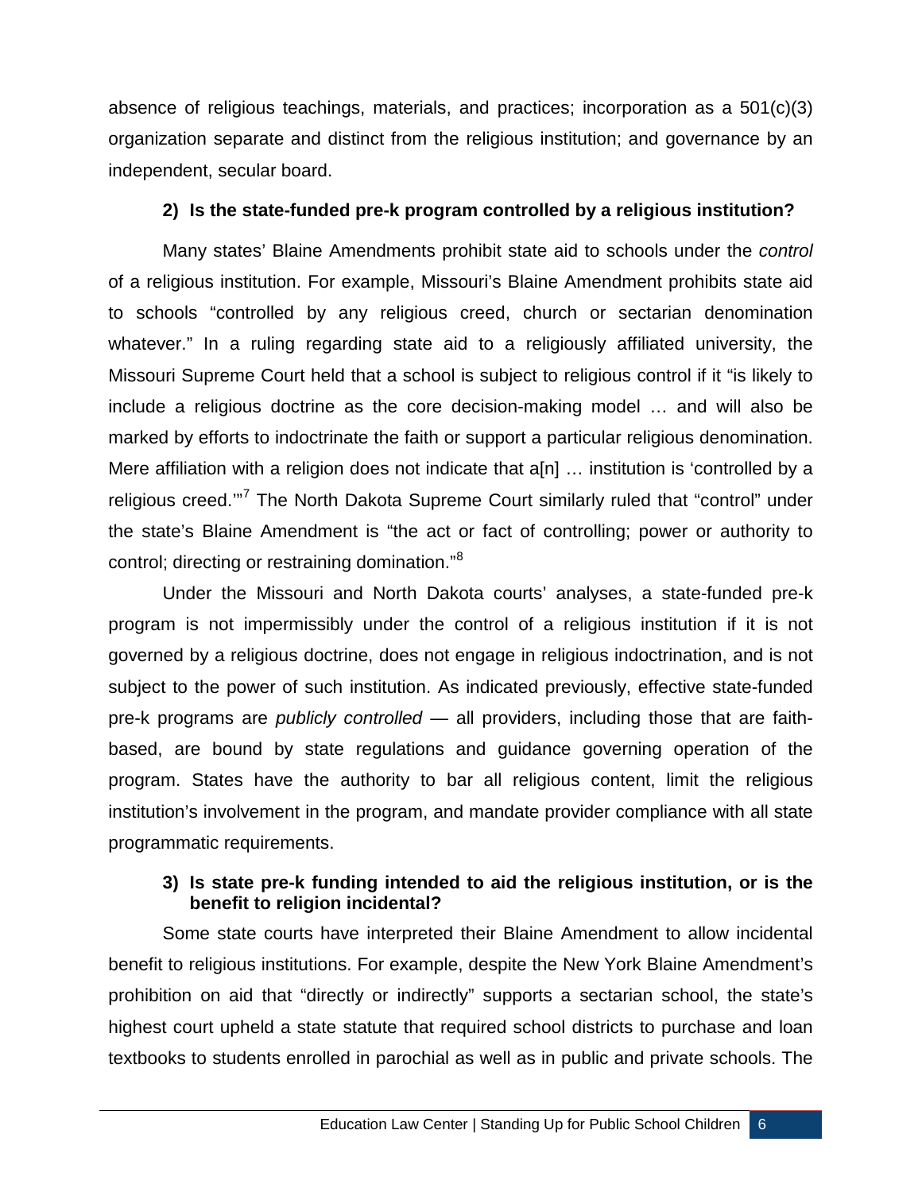absence of religious teachings, materials, and practices; incorporation as a 501(c)(3) organization separate and distinct from the religious institution; and governance by an independent, secular board.

**2) Is the state-funded pre-k program controlled by a religious institution?**

Many states' Blaine Amendments prohibit state aid to schools under the *control* of a religious institution. For example, Missouri's Blaine Amendment prohibits state aid to schools "controlled by any religious creed, church or sectarian denomination whatever." In a ruling regarding state aid to a religiously affiliated university, the Missouri Supreme Court held that a school is subject to religious control if it "is likely to include a religious doctrine as the core decision-making model … and will also be marked by efforts to indoctrinate the faith or support a particular religious denomination. Mere affiliation with a religion does not indicate that a[n] … institution is 'controlled by a religious creed.'"[7] The North Dakota Supreme Court similarly ruled that "control" under the state's Blaine Amendment is "the act or fact of controlling; power or authority to control; directing or restraining domination."[8]

Under the Missouri and North Dakota courts' analyses, a state-funded pre-k program is not impermissibly under the control of a religious institution if it is not governed by a religious doctrine, does not engage in religious indoctrination, and is not subject to the power of such institution. As indicated previously, effective state-funded pre-k programs are *publicly controlled* — all providers, including those that are faith-based, are bound by state regulations and guidance governing operation of the program. States have the authority to bar all religious content, limit the religious institution's involvement in the program, and mandate provider compliance with all state programmatic requirements.

**3) Is state pre-k funding intended to aid the religious institution, or is the benefit to religion incidental?**

Some state courts have interpreted their Blaine Amendment to allow incidental benefit to religious institutions. For example, despite the New York Blaine Amendment's prohibition on aid that "directly or indirectly" supports a sectarian school, the state's highest court upheld a state statute that required school districts to purchase and loan textbooks to students enrolled in parochial as well as in public and private schools. The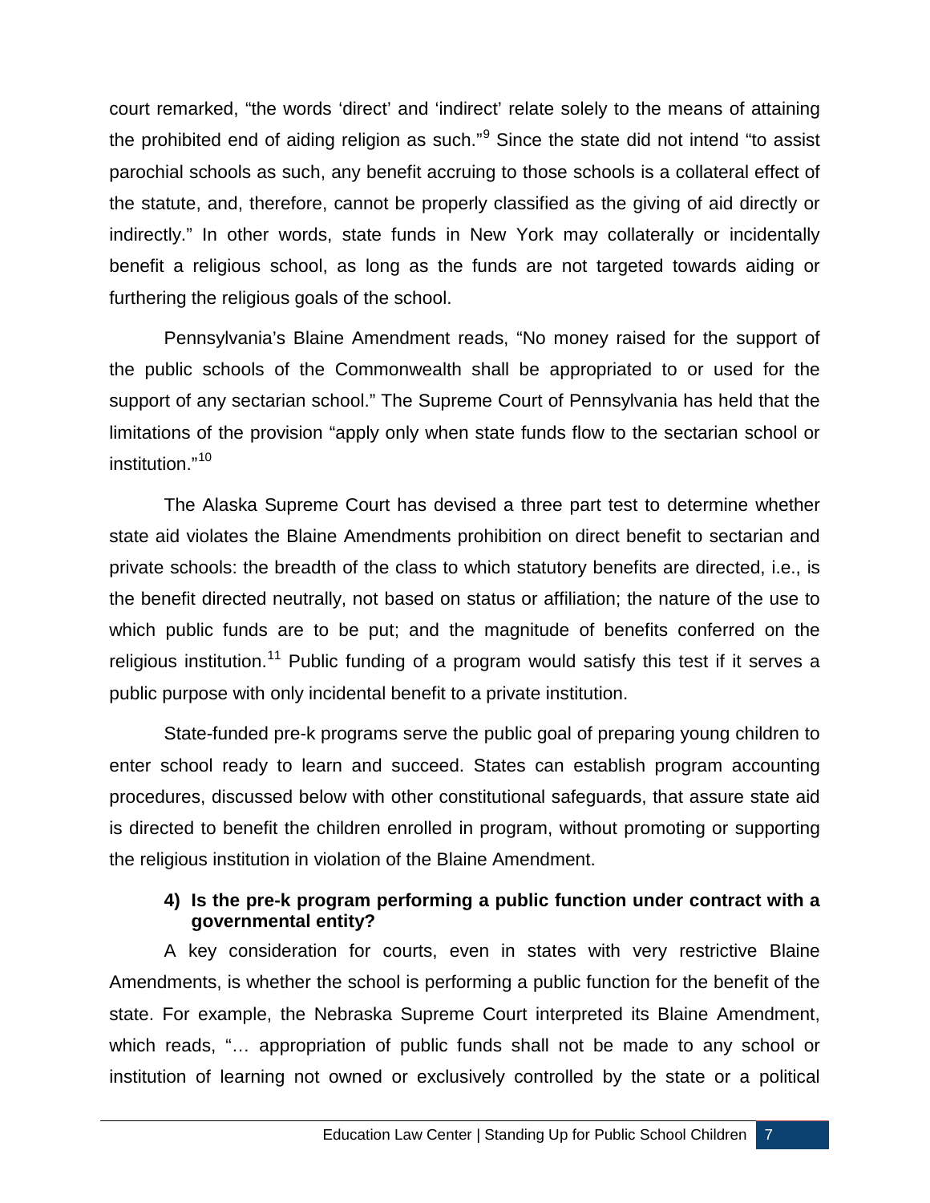court remarked, "the words 'direct' and 'indirect' relate solely to the means of attaining the prohibited end of aiding religion as such."[9] Since the state did not intend "to assist parochial schools as such, any benefit accruing to those schools is a collateral effect of the statute, and, therefore, cannot be properly classified as the giving of aid directly or indirectly." In other words, state funds in New York may collaterally or incidentally benefit a religious school, as long as the funds are not targeted towards aiding or furthering the religious goals of the school.

Pennsylvania's Blaine Amendment reads, "No money raised for the support of the public schools of the Commonwealth shall be appropriated to or used for the support of any sectarian school." The Supreme Court of Pennsylvania has held that the limitations of the provision "apply only when state funds flow to the sectarian school or institution."[10]

The Alaska Supreme Court has devised a three part test to determine whether state aid violates the Blaine Amendments prohibition on direct benefit to sectarian and private schools: the breadth of the class to which statutory benefits are directed, i.e., is the benefit directed neutrally, not based on status or affiliation; the nature of the use to which public funds are to be put; and the magnitude of benefits conferred on the religious institution.[11] Public funding of a program would satisfy this test if it serves a public purpose with only incidental benefit to a private institution.

State-funded pre-k programs serve the public goal of preparing young children to enter school ready to learn and succeed. States can establish program accounting procedures, discussed below with other constitutional safeguards, that assure state aid is directed to benefit the children enrolled in program, without promoting or supporting the religious institution in violation of the Blaine Amendment.

**4) Is the pre-k program performing a public function under contract with a governmental entity?**

A key consideration for courts, even in states with very restrictive Blaine Amendments, is whether the school is performing a public function for the benefit of the state. For example, the Nebraska Supreme Court interpreted its Blaine Amendment, which reads, "… appropriation of public funds shall not be made to any school or institution of learning not owned or exclusively controlled by the state or a political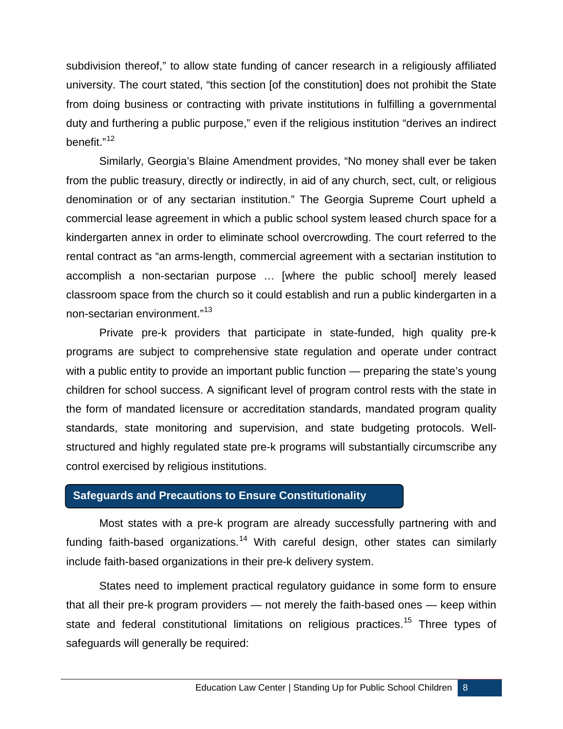subdivision thereof," to allow state funding of cancer research in a religiously affiliated university. The court stated, "this section [of the constitution] does not prohibit the State from doing business or contracting with private institutions in fulfilling a governmental duty and furthering a public purpose," even if the religious institution "derives an indirect benefit."[12]

Similarly, Georgia's Blaine Amendment provides, "No money shall ever be taken from the public treasury, directly or indirectly, in aid of any church, sect, cult, or religious denomination or of any sectarian institution." The Georgia Supreme Court upheld a commercial lease agreement in which a public school system leased church space for a kindergarten annex in order to eliminate school overcrowding. The court referred to the rental contract as "an arms-length, commercial agreement with a sectarian institution to accomplish a non-sectarian purpose … [where the public school] merely leased classroom space from the church so it could establish and run a public kindergarten in a non-sectarian environment."[13]

Private pre-k providers that participate in state-funded, high quality pre-k programs are subject to comprehensive state regulation and operate under contract with a public entity to provide an important public function — preparing the state's young children for school success. A significant level of program control rests with the state in the form of mandated licensure or accreditation standards, mandated program quality standards, state monitoring and supervision, and state budgeting protocols. Well-structured and highly regulated state pre-k programs will substantially circumscribe any control exercised by religious institutions.

## Safeguards and Precautions to Ensure Constitutionality

Most states with a pre-k program are already successfully partnering with and funding faith-based organizations.[14] With careful design, other states can similarly include faith-based organizations in their pre-k delivery system.

States need to implement practical regulatory guidance in some form to ensure that all their pre-k program providers — not merely the faith-based ones — keep within state and federal constitutional limitations on religious practices.[15] Three types of safeguards will generally be required: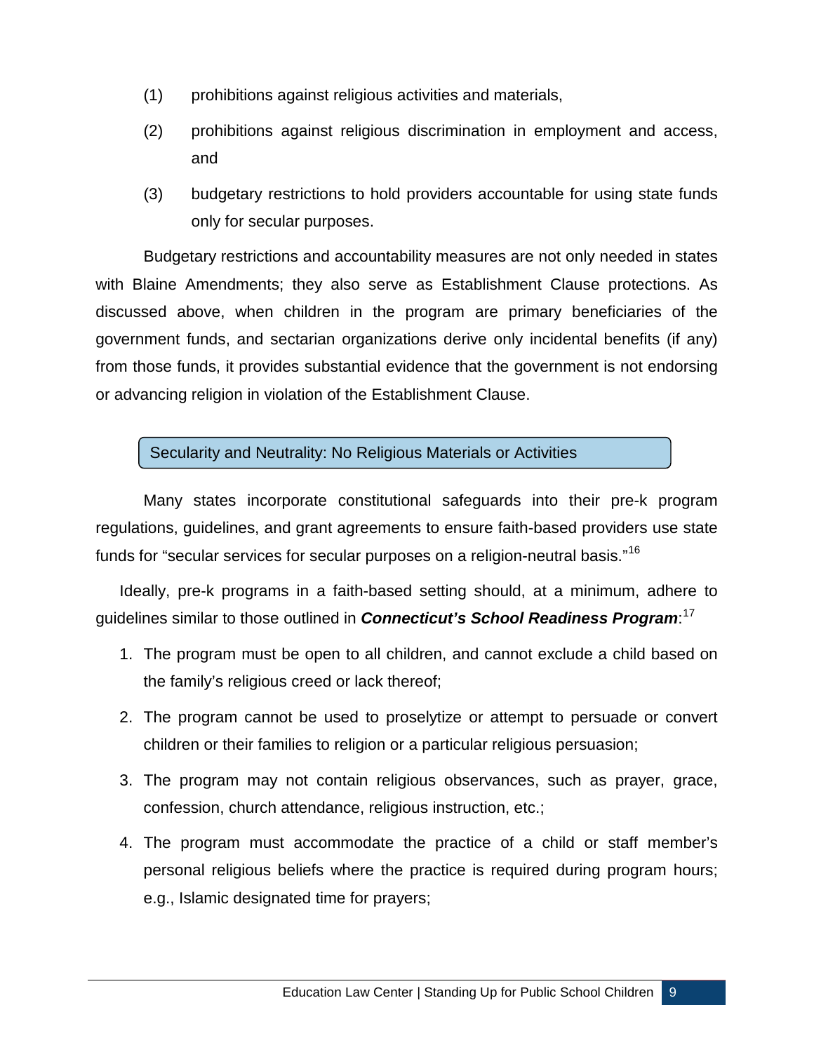(1) prohibitions against religious activities and materials,

(2) prohibitions against religious discrimination in employment and access, and

(3) budgetary restrictions to hold providers accountable for using state funds only for secular purposes.

Budgetary restrictions and accountability measures are not only needed in states with Blaine Amendments; they also serve as Establishment Clause protections. As discussed above, when children in the program are primary beneficiaries of the government funds, and sectarian organizations derive only incidental benefits (if any) from those funds, it provides substantial evidence that the government is not endorsing or advancing religion in violation of the Establishment Clause.

## Secularity and Neutrality: No Religious Materials or Activities

Many states incorporate constitutional safeguards into their pre-k program regulations, guidelines, and grant agreements to ensure faith-based providers use state funds for "secular services for secular purposes on a religion-neutral basis."[16]

Ideally, pre-k programs in a faith-based setting should, at a minimum, adhere to guidelines similar to those outlined in ***Connecticut's School Readiness Program***:[17]

1. The program must be open to all children, and cannot exclude a child based on the family's religious creed or lack thereof;
2. The program cannot be used to proselytize or attempt to persuade or convert children or their families to religion or a particular religious persuasion;
3. The program may not contain religious observances, such as prayer, grace, confession, church attendance, religious instruction, etc.;
4. The program must accommodate the practice of a child or staff member's personal religious beliefs where the practice is required during program hours; e.g., Islamic designated time for prayers;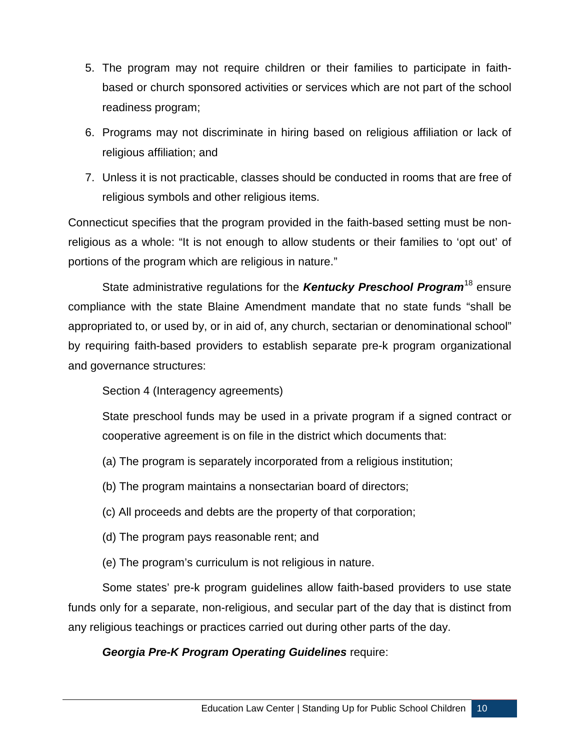5. The program may not require children or their families to participate in faith-based or church sponsored activities or services which are not part of the school readiness program;
6. Programs may not discriminate in hiring based on religious affiliation or lack of religious affiliation; and
7. Unless it is not practicable, classes should be conducted in rooms that are free of religious symbols and other religious items.

Connecticut specifies that the program provided in the faith-based setting must be non-religious as a whole: "It is not enough to allow students or their families to 'opt out' of portions of the program which are religious in nature."

State administrative regulations for the ***Kentucky Preschool Program***[18] ensure compliance with the state Blaine Amendment mandate that no state funds "shall be appropriated to, or used by, or in aid of, any church, sectarian or denominational school" by requiring faith-based providers to establish separate pre-k program organizational and governance structures:

> Section 4 (Interagency agreements)
>
> State preschool funds may be used in a private program if a signed contract or cooperative agreement is on file in the district which documents that:
>
> (a) The program is separately incorporated from a religious institution;
>
> (b) The program maintains a nonsectarian board of directors;
>
> (c) All proceeds and debts are the property of that corporation;
>
> (d) The program pays reasonable rent; and
>
> (e) The program's curriculum is not religious in nature.

Some states' pre-k program guidelines allow faith-based providers to use state funds only for a separate, non-religious, and secular part of the day that is distinct from any religious teachings or practices carried out during other parts of the day.

***Georgia Pre-K Program Operating Guidelines*** require: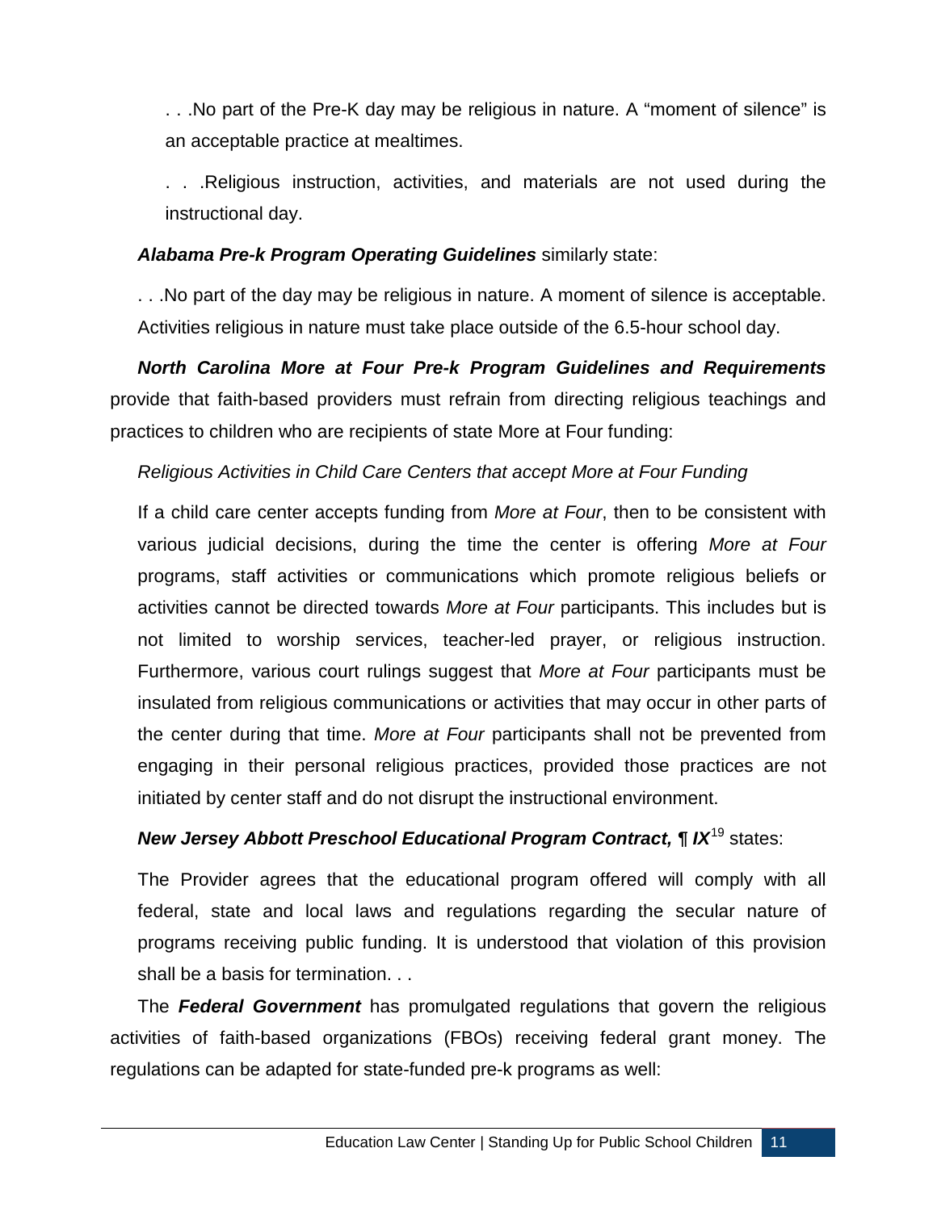> . . .No part of the Pre-K day may be religious in nature. A "moment of silence" is an acceptable practice at mealtimes.
>
> . . .Religious instruction, activities, and materials are not used during the instructional day.

***Alabama Pre-k Program Operating Guidelines*** similarly state:

> . . .No part of the day may be religious in nature. A moment of silence is acceptable. Activities religious in nature must take place outside of the 6.5-hour school day.

***North Carolina More at Four Pre-k Program Guidelines and Requirements*** provide that faith-based providers must refrain from directing religious teachings and practices to children who are recipients of state More at Four funding:

> *Religious Activities in Child Care Centers that accept More at Four Funding*
>
> If a child care center accepts funding from *More at Four*, then to be consistent with various judicial decisions, during the time the center is offering *More at Four* programs, staff activities or communications which promote religious beliefs or activities cannot be directed towards *More at Four* participants. This includes but is not limited to worship services, teacher-led prayer, or religious instruction. Furthermore, various court rulings suggest that *More at Four* participants must be insulated from religious communications or activities that may occur in other parts of the center during that time. *More at Four* participants shall not be prevented from engaging in their personal religious practices, provided those practices are not initiated by center staff and do not disrupt the instructional environment.

***New Jersey Abbott Preschool Educational Program Contract, ¶ IX***[19] states:

> The Provider agrees that the educational program offered will comply with all federal, state and local laws and regulations regarding the secular nature of programs receiving public funding. It is understood that violation of this provision shall be a basis for termination. . .

The ***Federal Government*** has promulgated regulations that govern the religious activities of faith-based organizations (FBOs) receiving federal grant money. The regulations can be adapted for state-funded pre-k programs as well: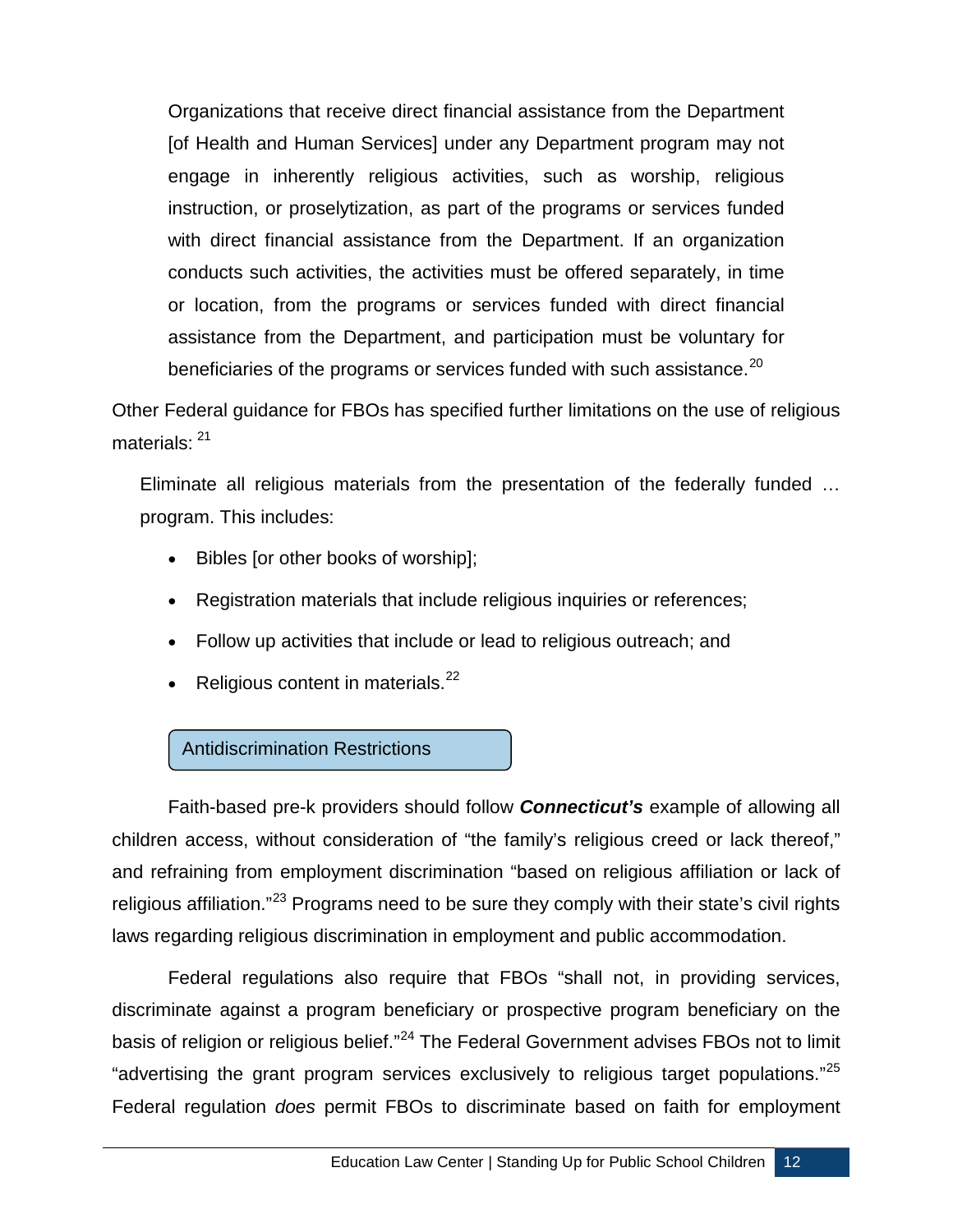> Organizations that receive direct financial assistance from the Department [of Health and Human Services] under any Department program may not engage in inherently religious activities, such as worship, religious instruction, or proselytization, as part of the programs or services funded with direct financial assistance from the Department. If an organization conducts such activities, the activities must be offered separately, in time or location, from the programs or services funded with direct financial assistance from the Department, and participation must be voluntary for beneficiaries of the programs or services funded with such assistance.[20]

Other Federal guidance for FBOs has specified further limitations on the use of religious materials: [21]

> Eliminate all religious materials from the presentation of the federally funded … program. This includes:
>
> - Bibles [or other books of worship];
> - Registration materials that include religious inquiries or references;
> - Follow up activities that include or lead to religious outreach; and
> - Religious content in materials.[22]

### Antidiscrimination Restrictions

Faith-based pre-k providers should follow ***Connecticut's*** example of allowing all children access, without consideration of "the family's religious creed or lack thereof," and refraining from employment discrimination "based on religious affiliation or lack of religious affiliation."[23] Programs need to be sure they comply with their state's civil rights laws regarding religious discrimination in employment and public accommodation.

Federal regulations also require that FBOs "shall not, in providing services, discriminate against a program beneficiary or prospective program beneficiary on the basis of religion or religious belief."[24] The Federal Government advises FBOs not to limit "advertising the grant program services exclusively to religious target populations."[25] Federal regulation *does* permit FBOs to discriminate based on faith for employment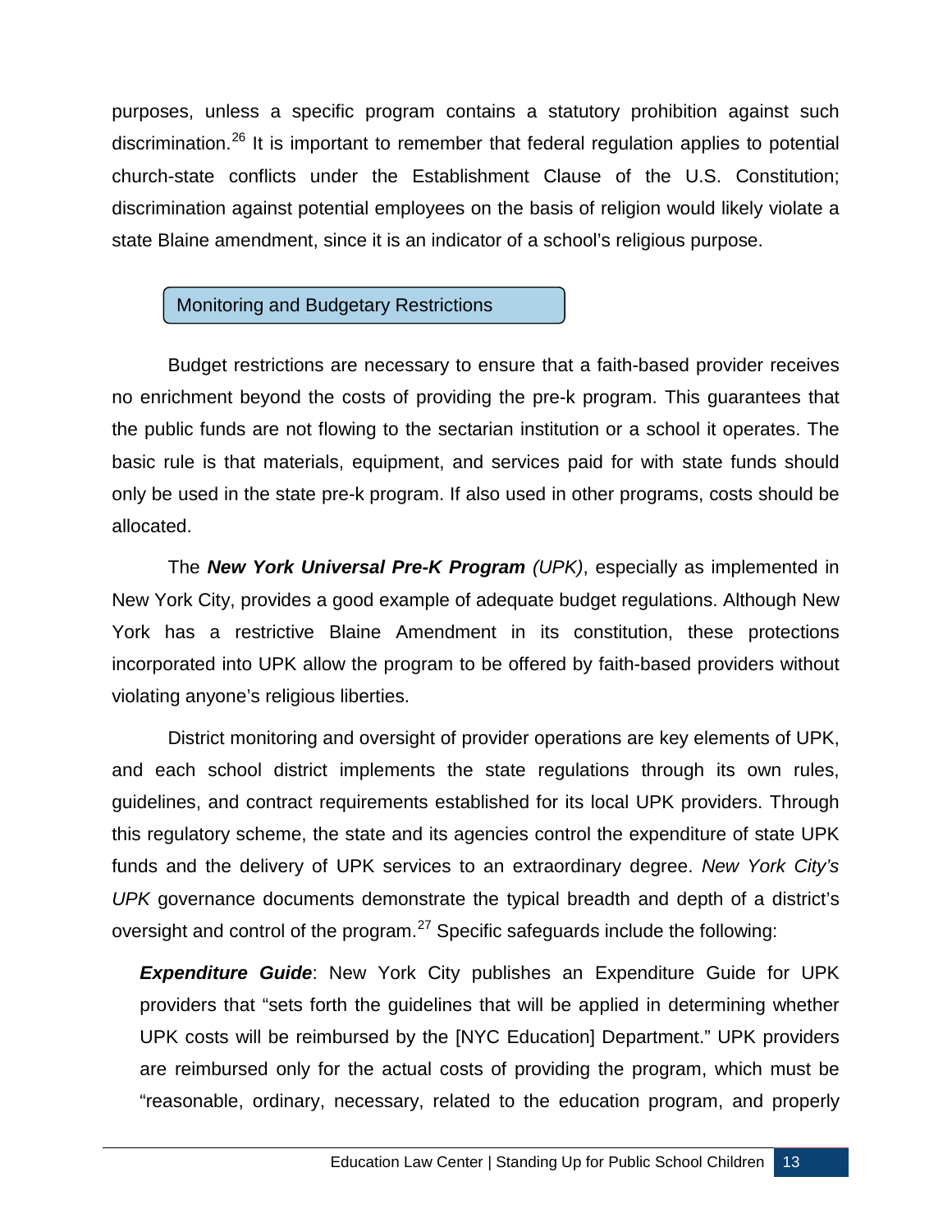purposes, unless a specific program contains a statutory prohibition against such discrimination.[26] It is important to remember that federal regulation applies to potential church-state conflicts under the Establishment Clause of the U.S. Constitution; discrimination against potential employees on the basis of religion would likely violate a state Blaine amendment, since it is an indicator of a school's religious purpose.

## Monitoring and Budgetary Restrictions

Budget restrictions are necessary to ensure that a faith-based provider receives no enrichment beyond the costs of providing the pre-k program. This guarantees that the public funds are not flowing to the sectarian institution or a school it operates. The basic rule is that materials, equipment, and services paid for with state funds should only be used in the state pre-k program. If also used in other programs, costs should be allocated.

The ***New York Universal Pre-K Program*** *(UPK)*, especially as implemented in New York City, provides a good example of adequate budget regulations. Although New York has a restrictive Blaine Amendment in its constitution, these protections incorporated into UPK allow the program to be offered by faith-based providers without violating anyone's religious liberties.

District monitoring and oversight of provider operations are key elements of UPK, and each school district implements the state regulations through its own rules, guidelines, and contract requirements established for its local UPK providers. Through this regulatory scheme, the state and its agencies control the expenditure of state UPK funds and the delivery of UPK services to an extraordinary degree. *New York City's UPK* governance documents demonstrate the typical breadth and depth of a district's oversight and control of the program.[27] Specific safeguards include the following:

***Expenditure Guide***: New York City publishes an Expenditure Guide for UPK providers that "sets forth the guidelines that will be applied in determining whether UPK costs will be reimbursed by the [NYC Education] Department." UPK providers are reimbursed only for the actual costs of providing the program, which must be "reasonable, ordinary, necessary, related to the education program, and properly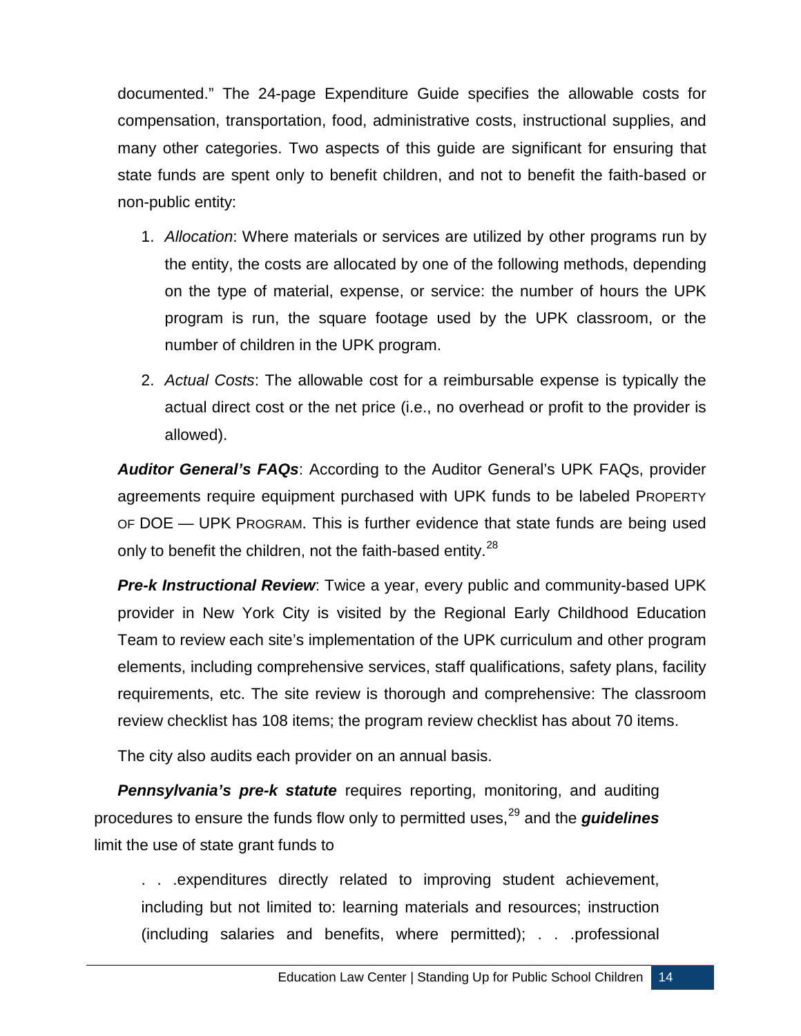documented." The 24-page Expenditure Guide specifies the allowable costs for compensation, transportation, food, administrative costs, instructional supplies, and many other categories. Two aspects of this guide are significant for ensuring that state funds are spent only to benefit children, and not to benefit the faith-based or non-public entity:

1. *Allocation*: Where materials or services are utilized by other programs run by the entity, the costs are allocated by one of the following methods, depending on the type of material, expense, or service: the number of hours the UPK program is run, the square footage used by the UPK classroom, or the number of children in the UPK program.
2. *Actual Costs*: The allowable cost for a reimbursable expense is typically the actual direct cost or the net price (i.e., no overhead or profit to the provider is allowed).

***Auditor General's FAQs***: According to the Auditor General's UPK FAQs, provider agreements require equipment purchased with UPK funds to be labeled PROPERTY OF DOE — UPK PROGRAM. This is further evidence that state funds are being used only to benefit the children, not the faith-based entity.[28]

***Pre-k Instructional Review***: Twice a year, every public and community-based UPK provider in New York City is visited by the Regional Early Childhood Education Team to review each site's implementation of the UPK curriculum and other program elements, including comprehensive services, staff qualifications, safety plans, facility requirements, etc. The site review is thorough and comprehensive: The classroom review checklist has 108 items; the program review checklist has about 70 items.

The city also audits each provider on an annual basis.

***Pennsylvania's pre-k statute*** requires reporting, monitoring, and auditing procedures to ensure the funds flow only to permitted uses,[29] and the ***guidelines*** limit the use of state grant funds to

> . . .expenditures directly related to improving student achievement, including but not limited to: learning materials and resources; instruction (including salaries and benefits, where permitted); . . .professional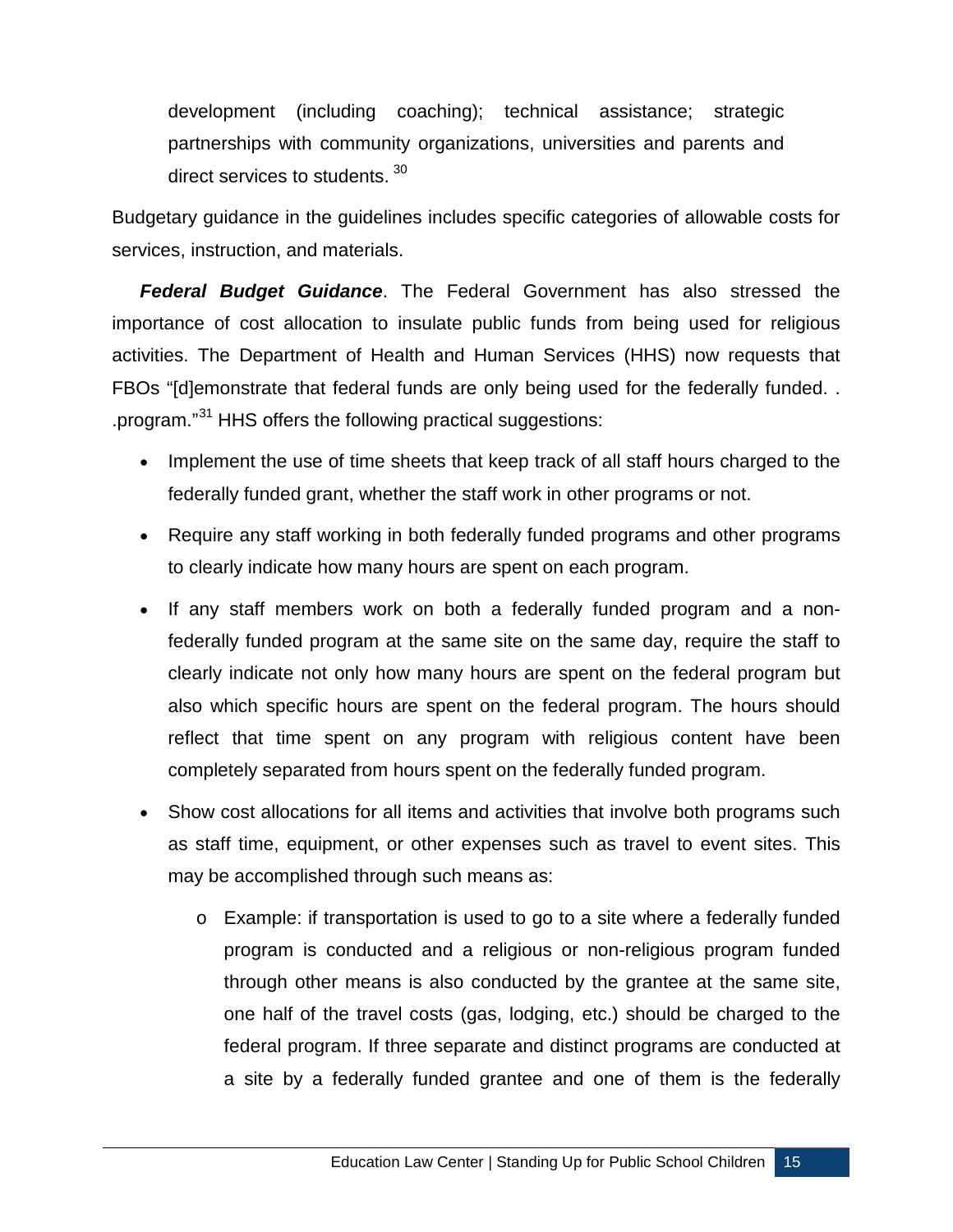development (including coaching); technical assistance; strategic partnerships with community organizations, universities and parents and direct services to students. [30]

Budgetary guidance in the guidelines includes specific categories of allowable costs for services, instruction, and materials.

***Federal Budget Guidance***. The Federal Government has also stressed the importance of cost allocation to insulate public funds from being used for religious activities. The Department of Health and Human Services (HHS) now requests that FBOs "[d]emonstrate that federal funds are only being used for the federally funded. . .program."[31] HHS offers the following practical suggestions:

- Implement the use of time sheets that keep track of all staff hours charged to the federally funded grant, whether the staff work in other programs or not.
- Require any staff working in both federally funded programs and other programs to clearly indicate how many hours are spent on each program.
- If any staff members work on both a federally funded program and a non-federally funded program at the same site on the same day, require the staff to clearly indicate not only how many hours are spent on the federal program but also which specific hours are spent on the federal program. The hours should reflect that time spent on any program with religious content have been completely separated from hours spent on the federally funded program.
- Show cost allocations for all items and activities that involve both programs such as staff time, equipment, or other expenses such as travel to event sites. This may be accomplished through such means as:
    - Example: if transportation is used to go to a site where a federally funded program is conducted and a religious or non-religious program funded through other means is also conducted by the grantee at the same site, one half of the travel costs (gas, lodging, etc.) should be charged to the federal program. If three separate and distinct programs are conducted at a site by a federally funded grantee and one of them is the federally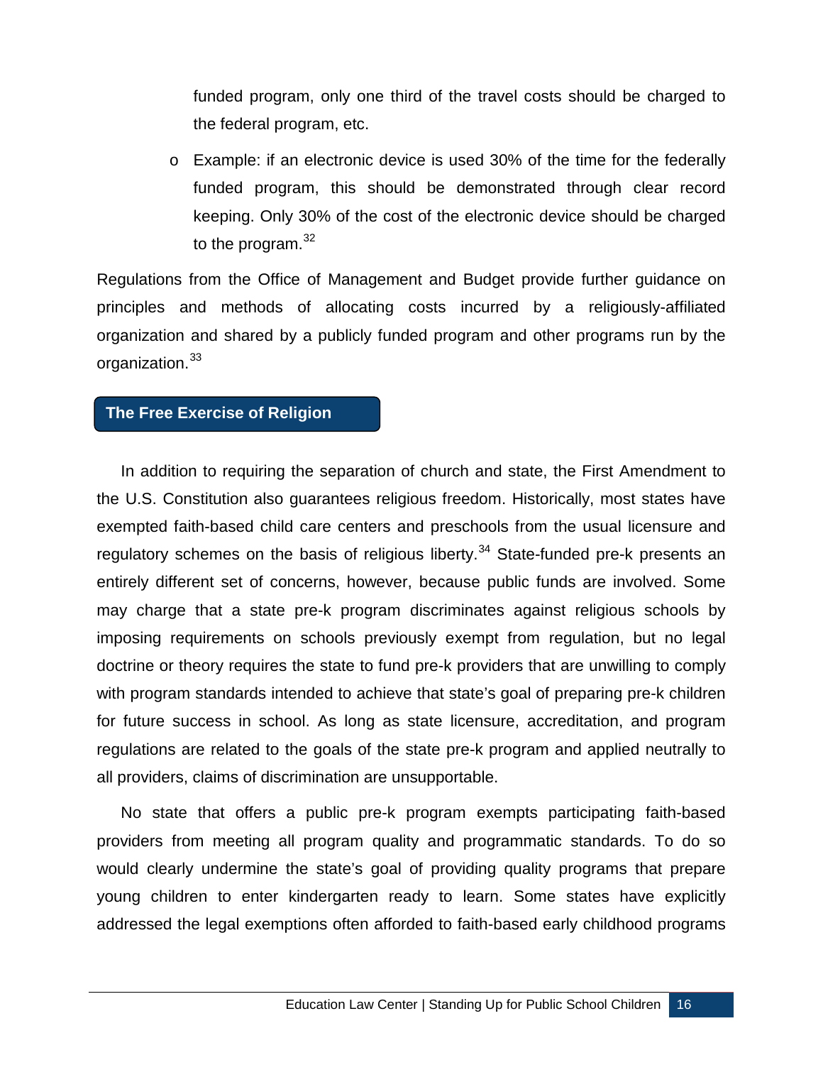funded program, only one third of the travel costs should be charged to the federal program, etc.

- Example: if an electronic device is used 30% of the time for the federally funded program, this should be demonstrated through clear record keeping. Only 30% of the cost of the electronic device should be charged to the program.[32]

Regulations from the Office of Management and Budget provide further guidance on principles and methods of allocating costs incurred by a religiously-affiliated organization and shared by a publicly funded program and other programs run by the organization.[33]

## The Free Exercise of Religion

In addition to requiring the separation of church and state, the First Amendment to the U.S. Constitution also guarantees religious freedom. Historically, most states have exempted faith-based child care centers and preschools from the usual licensure and regulatory schemes on the basis of religious liberty.[34] State-funded pre-k presents an entirely different set of concerns, however, because public funds are involved. Some may charge that a state pre-k program discriminates against religious schools by imposing requirements on schools previously exempt from regulation, but no legal doctrine or theory requires the state to fund pre-k providers that are unwilling to comply with program standards intended to achieve that state's goal of preparing pre-k children for future success in school. As long as state licensure, accreditation, and program regulations are related to the goals of the state pre-k program and applied neutrally to all providers, claims of discrimination are unsupportable.

No state that offers a public pre-k program exempts participating faith-based providers from meeting all program quality and programmatic standards. To do so would clearly undermine the state's goal of providing quality programs that prepare young children to enter kindergarten ready to learn. Some states have explicitly addressed the legal exemptions often afforded to faith-based early childhood programs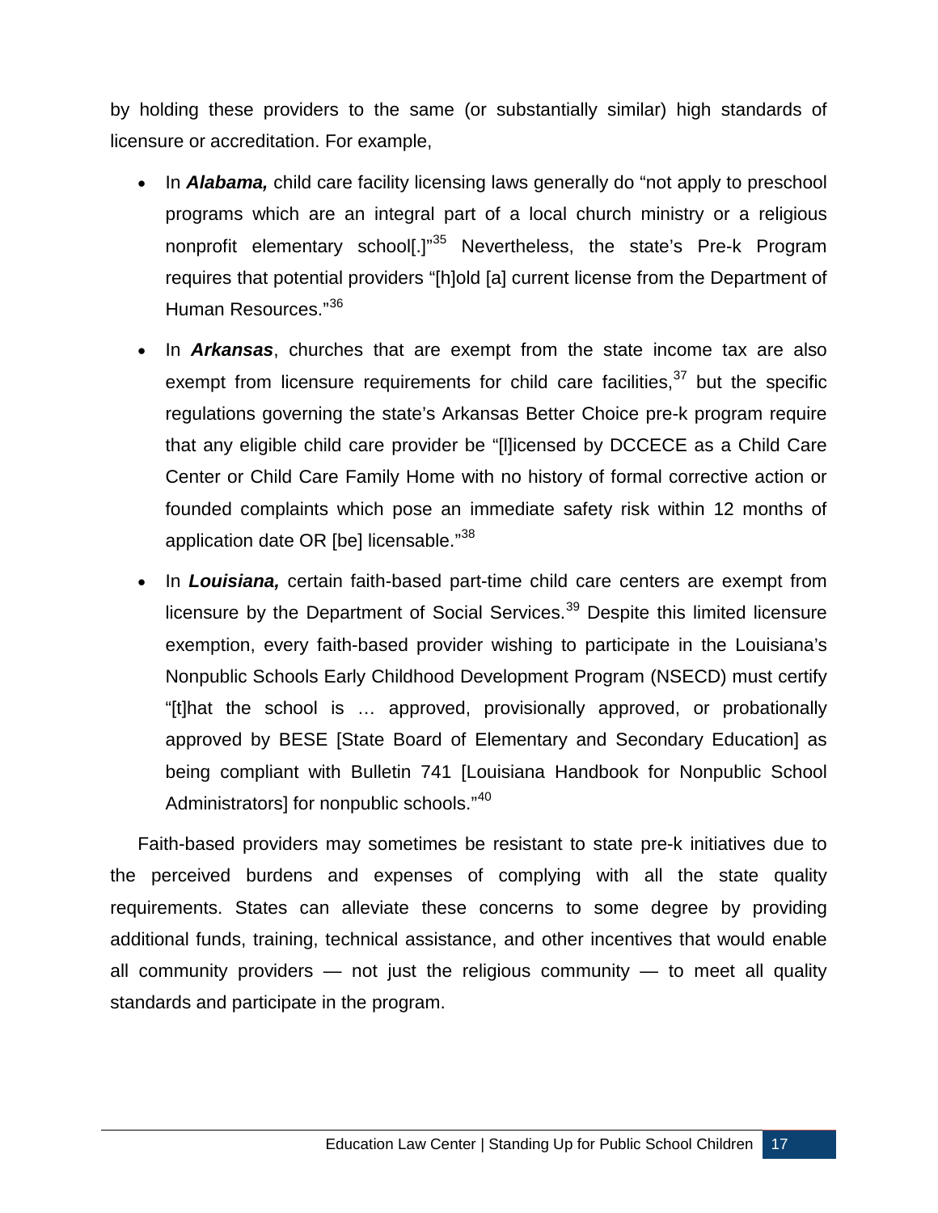by holding these providers to the same (or substantially similar) high standards of licensure or accreditation. For example,

- In ***Alabama,*** child care facility licensing laws generally do "not apply to preschool programs which are an integral part of a local church ministry or a religious nonprofit elementary school[.]"[35] Nevertheless, the state's Pre-k Program requires that potential providers "[h]old [a] current license from the Department of Human Resources."[36]
- In ***Arkansas***, churches that are exempt from the state income tax are also exempt from licensure requirements for child care facilities,[37] but the specific regulations governing the state's Arkansas Better Choice pre-k program require that any eligible child care provider be "[l]icensed by DCCECE as a Child Care Center or Child Care Family Home with no history of formal corrective action or founded complaints which pose an immediate safety risk within 12 months of application date OR [be] licensable."[38]
- In ***Louisiana,*** certain faith-based part-time child care centers are exempt from licensure by the Department of Social Services.[39] Despite this limited licensure exemption, every faith-based provider wishing to participate in the Louisiana's Nonpublic Schools Early Childhood Development Program (NSECD) must certify "[t]hat the school is … approved, provisionally approved, or probationally approved by BESE [State Board of Elementary and Secondary Education] as being compliant with Bulletin 741 [Louisiana Handbook for Nonpublic School Administrators] for nonpublic schools."[40]

Faith-based providers may sometimes be resistant to state pre-k initiatives due to the perceived burdens and expenses of complying with all the state quality requirements. States can alleviate these concerns to some degree by providing additional funds, training, technical assistance, and other incentives that would enable all community providers — not just the religious community — to meet all quality standards and participate in the program.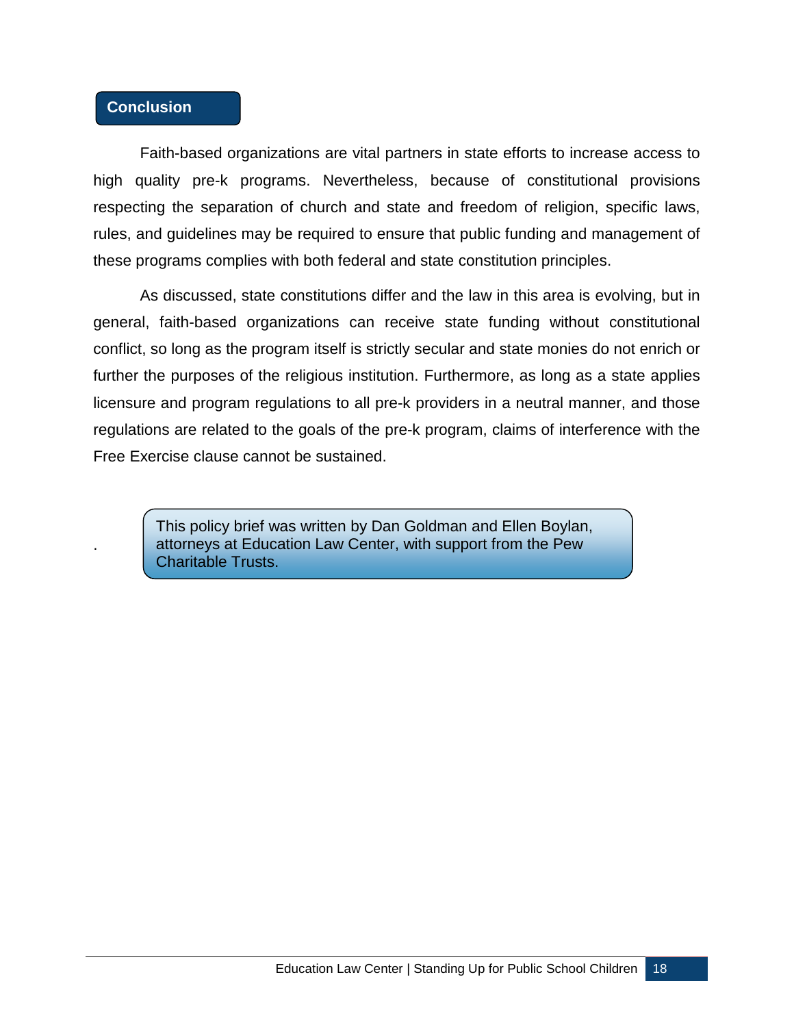## Conclusion

Faith-based organizations are vital partners in state efforts to increase access to high quality pre-k programs. Nevertheless, because of constitutional provisions respecting the separation of church and state and freedom of religion, specific laws, rules, and guidelines may be required to ensure that public funding and management of these programs complies with both federal and state constitution principles.

As discussed, state constitutions differ and the law in this area is evolving, but in general, faith-based organizations can receive state funding without constitutional conflict, so long as the program itself is strictly secular and state monies do not enrich or further the purposes of the religious institution. Furthermore, as long as a state applies licensure and program regulations to all pre-k providers in a neutral manner, and those regulations are related to the goals of the pre-k program, claims of interference with the Free Exercise clause cannot be sustained.

This policy brief was written by Dan Goldman and Ellen Boylan, attorneys at Education Law Center, with support from the Pew Charitable Trusts.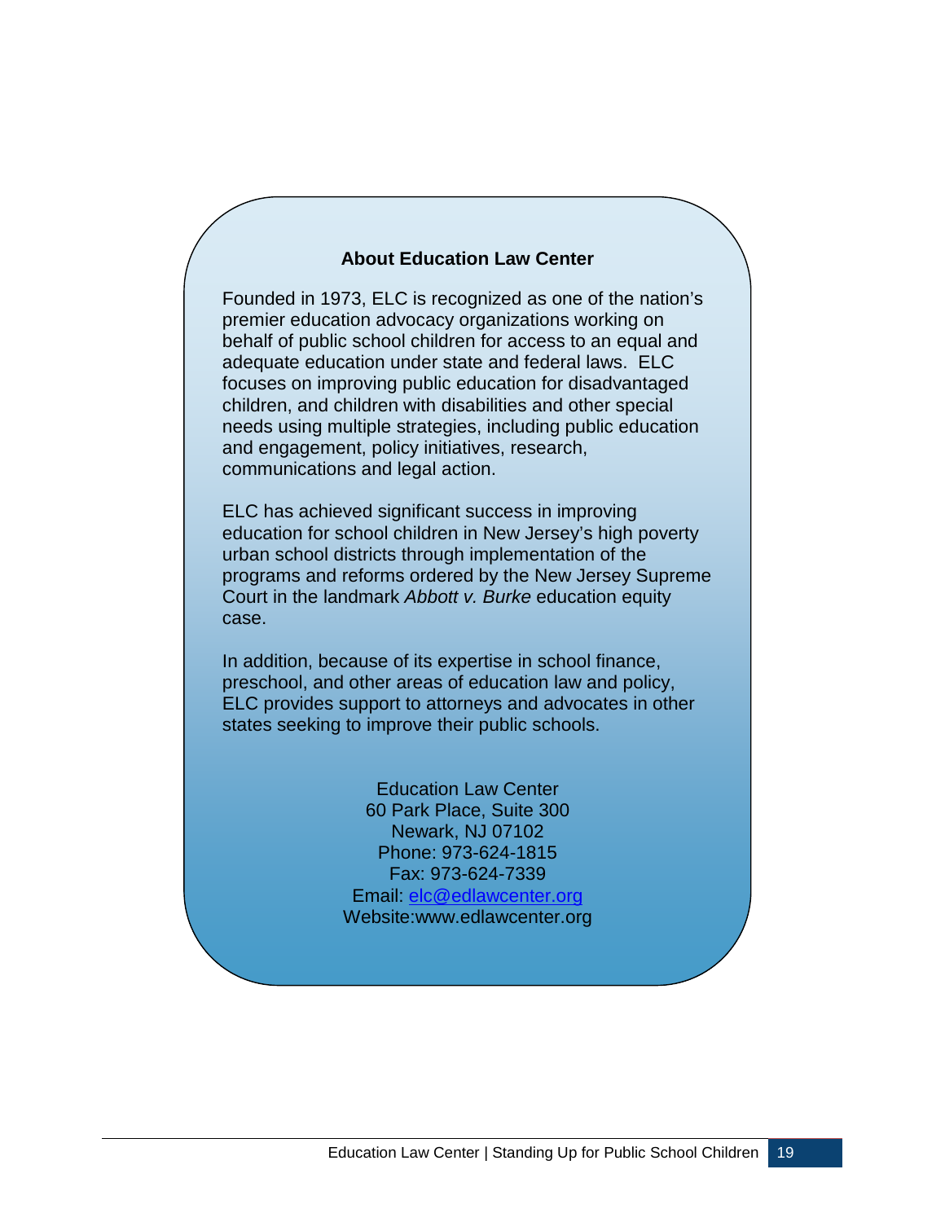## About Education Law Center

Founded in 1973, ELC is recognized as one of the nation's premier education advocacy organizations working on behalf of public school children for access to an equal and adequate education under state and federal laws. ELC focuses on improving public education for disadvantaged children, and children with disabilities and other special needs using multiple strategies, including public education and engagement, policy initiatives, research, communications and legal action.

ELC has achieved significant success in improving education for school children in New Jersey's high poverty urban school districts through implementation of the programs and reforms ordered by the New Jersey Supreme Court in the landmark *Abbott v. Burke* education equity case.

In addition, because of its expertise in school finance, preschool, and other areas of education law and policy, ELC provides support to attorneys and advocates in other states seeking to improve their public schools.

Education Law Center
60 Park Place, Suite 300
Newark, NJ 07102
Phone: 973-624-1815
Fax: 973-624-7339
Email: elc@edlawcenter.org
Website:www.edlawcenter.org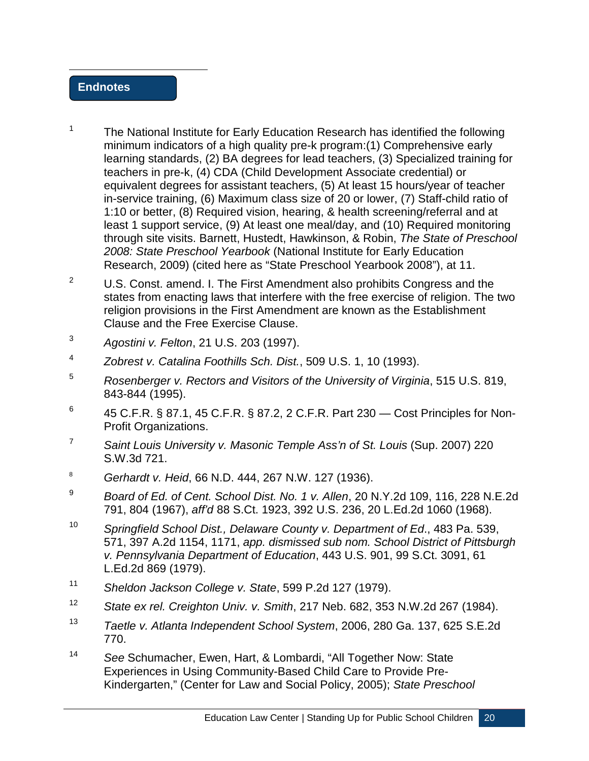## Endnotes

[1] The National Institute for Early Education Research has identified the following minimum indicators of a high quality pre-k program:(1) Comprehensive early learning standards, (2) BA degrees for lead teachers, (3) Specialized training for teachers in pre-k, (4) CDA (Child Development Associate credential) or equivalent degrees for assistant teachers, (5) At least 15 hours/year of teacher in-service training, (6) Maximum class size of 20 or lower, (7) Staff-child ratio of 1:10 or better, (8) Required vision, hearing, & health screening/referral and at least 1 support service, (9) At least one meal/day, and (10) Required monitoring through site visits. Barnett, Hustedt, Hawkinson, & Robin, *The State of Preschool 2008: State Preschool Yearbook* (National Institute for Early Education Research, 2009) (cited here as "State Preschool Yearbook 2008"), at 11.

[2] U.S. Const. amend. I. The First Amendment also prohibits Congress and the states from enacting laws that interfere with the free exercise of religion. The two religion provisions in the First Amendment are known as the Establishment Clause and the Free Exercise Clause.

[3] *Agostini v. Felton*, 21 U.S. 203 (1997).

[4] *Zobrest v. Catalina Foothills Sch. Dist.*, 509 U.S. 1, 10 (1993).

[5] *Rosenberger v. Rectors and Visitors of the University of Virginia*, 515 U.S. 819, 843-844 (1995).

[6] 45 C.F.R. § 87.1, 45 C.F.R. § 87.2, 2 C.F.R. Part 230 — Cost Principles for Non-Profit Organizations.

[7] *Saint Louis University v. Masonic Temple Ass'n of St. Louis* (Sup. 2007) 220 S.W.3d 721.

[8] *Gerhardt v. Heid*, 66 N.D. 444, 267 N.W. 127 (1936).

[9] *Board of Ed. of Cent. School Dist. No. 1 v. Allen*, 20 N.Y.2d 109, 116, 228 N.E.2d 791, 804 (1967), *aff'd* 88 S.Ct. 1923, 392 U.S. 236, 20 L.Ed.2d 1060 (1968).

[10] *Springfield School Dist., Delaware County v. Department of Ed*., 483 Pa. 539, 571, 397 A.2d 1154, 1171, *app. dismissed sub nom. School District of Pittsburgh v. Pennsylvania Department of Education*, 443 U.S. 901, 99 S.Ct. 3091, 61 L.Ed.2d 869 (1979).

[11] *Sheldon Jackson College v. State*, 599 P.2d 127 (1979).

[12] *State ex rel. Creighton Univ. v. Smith*, 217 Neb. 682, 353 N.W.2d 267 (1984).

[13] *Taetle v. Atlanta Independent School System*, 2006, 280 Ga. 137, 625 S.E.2d 770.

[14] *See* Schumacher, Ewen, Hart, & Lombardi, "All Together Now: State Experiences in Using Community-Based Child Care to Provide Pre-Kindergarten," (Center for Law and Social Policy, 2005); *State Preschool*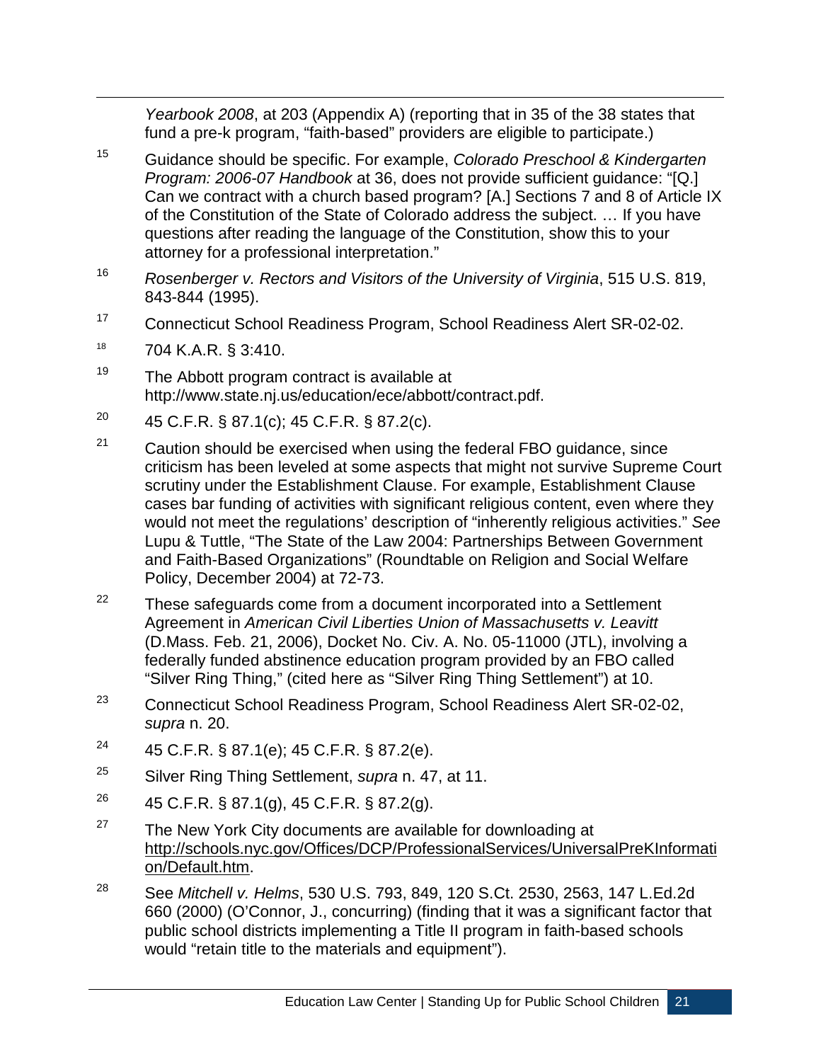*Yearbook 2008*, at 203 (Appendix A) (reporting that in 35 of the 38 states that fund a pre-k program, "faith-based" providers are eligible to participate.)

[15] Guidance should be specific. For example, *Colorado Preschool & Kindergarten Program: 2006-07 Handbook* at 36, does not provide sufficient guidance: "[Q.] Can we contract with a church based program? [A.] Sections 7 and 8 of Article IX of the Constitution of the State of Colorado address the subject. … If you have questions after reading the language of the Constitution, show this to your attorney for a professional interpretation."

[16] *Rosenberger v. Rectors and Visitors of the University of Virginia*, 515 U.S. 819, 843-844 (1995).

[17] Connecticut School Readiness Program, School Readiness Alert SR-02-02.

[18] 704 K.A.R. § 3:410.

[19] The Abbott program contract is available at http://www.state.nj.us/education/ece/abbott/contract.pdf.

[20] 45 C.F.R. § 87.1(c); 45 C.F.R. § 87.2(c).

[21] Caution should be exercised when using the federal FBO guidance, since criticism has been leveled at some aspects that might not survive Supreme Court scrutiny under the Establishment Clause. For example, Establishment Clause cases bar funding of activities with significant religious content, even where they would not meet the regulations' description of "inherently religious activities." *See* Lupu & Tuttle, "The State of the Law 2004: Partnerships Between Government and Faith-Based Organizations" (Roundtable on Religion and Social Welfare Policy, December 2004) at 72-73.

[22] These safeguards come from a document incorporated into a Settlement Agreement in *American Civil Liberties Union of Massachusetts v. Leavitt* (D.Mass. Feb. 21, 2006), Docket No. Civ. A. No. 05-11000 (JTL), involving a federally funded abstinence education program provided by an FBO called "Silver Ring Thing," (cited here as "Silver Ring Thing Settlement") at 10.

[23] Connecticut School Readiness Program, School Readiness Alert SR-02-02, *supra* n. 20.

[24] 45 C.F.R. § 87.1(e); 45 C.F.R. § 87.2(e).

[25] Silver Ring Thing Settlement, *supra* n. 47, at 11.

[26] 45 C.F.R. § 87.1(g), 45 C.F.R. § 87.2(g).

[27] The New York City documents are available for downloading at http://schools.nyc.gov/Offices/DCP/ProfessionalServices/UniversalPreKInformation/Default.htm.

[28] See *Mitchell v. Helms*, 530 U.S. 793, 849, 120 S.Ct. 2530, 2563, 147 L.Ed.2d 660 (2000) (O'Connor, J., concurring) (finding that it was a significant factor that public school districts implementing a Title II program in faith-based schools would "retain title to the materials and equipment").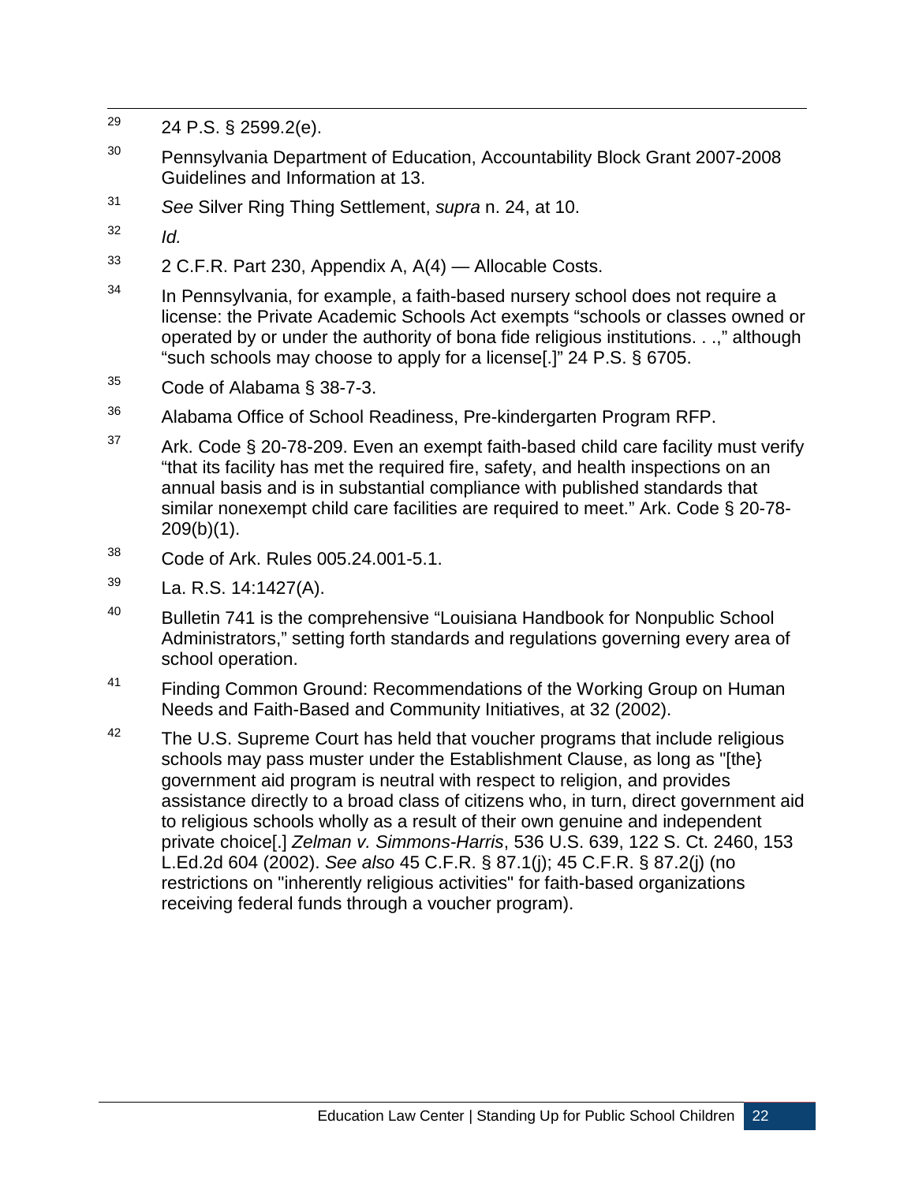[29] 24 P.S. § 2599.2(e).

[30] Pennsylvania Department of Education, Accountability Block Grant 2007-2008 Guidelines and Information at 13.

[31] *See* Silver Ring Thing Settlement, *supra* n. 24, at 10.

[32] *Id.*

[33] 2 C.F.R. Part 230, Appendix A, A(4) — Allocable Costs.

[34] In Pennsylvania, for example, a faith-based nursery school does not require a license: the Private Academic Schools Act exempts "schools or classes owned or operated by or under the authority of bona fide religious institutions. . .," although "such schools may choose to apply for a license[.]" 24 P.S. § 6705.

[35] Code of Alabama § 38-7-3.

[36] Alabama Office of School Readiness, Pre-kindergarten Program RFP.

[37] Ark. Code § 20-78-209. Even an exempt faith-based child care facility must verify "that its facility has met the required fire, safety, and health inspections on an annual basis and is in substantial compliance with published standards that similar nonexempt child care facilities are required to meet." Ark. Code § 20-78-209(b)(1).

[38] Code of Ark. Rules 005.24.001-5.1.

[39] La. R.S. 14:1427(A).

[40] Bulletin 741 is the comprehensive "Louisiana Handbook for Nonpublic School Administrators," setting forth standards and regulations governing every area of school operation.

[41] Finding Common Ground: Recommendations of the Working Group on Human Needs and Faith-Based and Community Initiatives, at 32 (2002).

[42] The U.S. Supreme Court has held that voucher programs that include religious schools may pass muster under the Establishment Clause, as long as "[the} government aid program is neutral with respect to religion, and provides assistance directly to a broad class of citizens who, in turn, direct government aid to religious schools wholly as a result of their own genuine and independent private choice[.] *Zelman v. Simmons-Harris*, 536 U.S. 639, 122 S. Ct. 2460, 153 L.Ed.2d 604 (2002). *See also* 45 C.F.R. § 87.1(j); 45 C.F.R. § 87.2(j) (no restrictions on "inherently religious activities" for faith-based organizations receiving federal funds through a voucher program).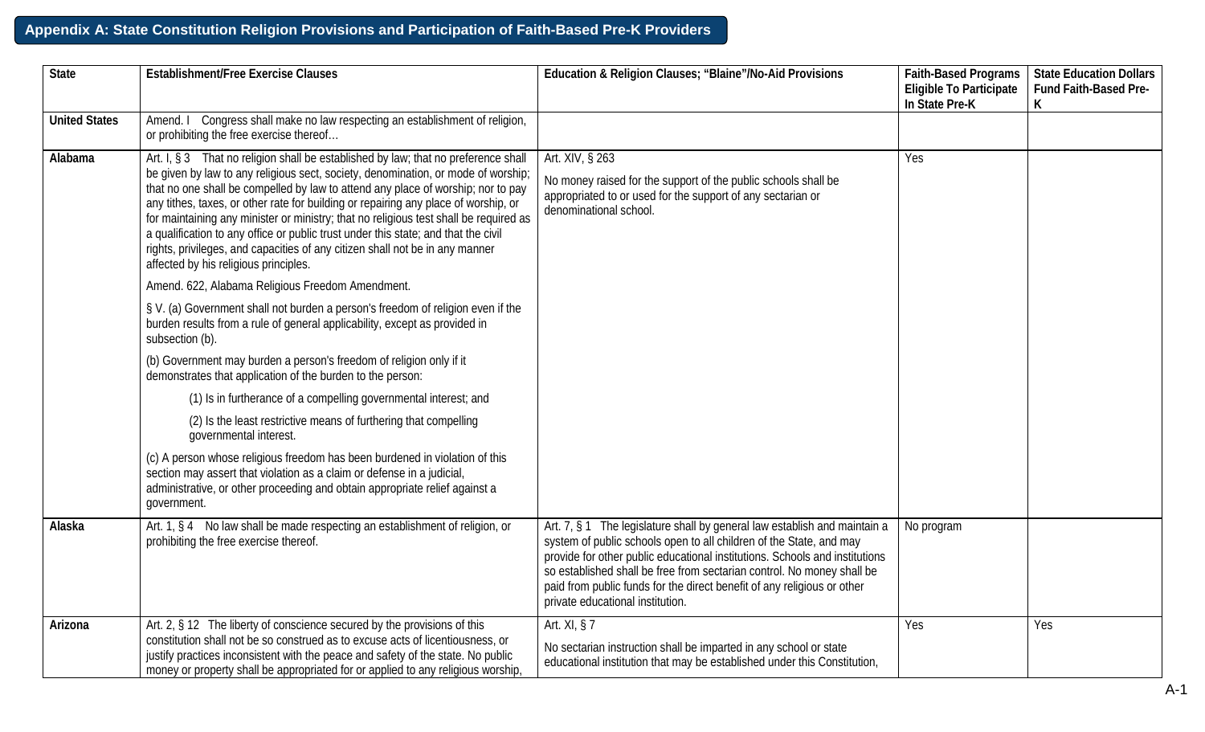## Appendix A: State Constitution Religion Provisions and Participation of Faith-Based Pre-K Providers

| State | Establishment/Free Exercise Clauses | Education & Religion Clauses; "Blaine"/No-Aid Provisions | Faith-Based Programs Eligible To Participate In State Pre-K | State Education Dollars Fund Faith-Based Pre-K |
|---|---|---|---|---|
| United States | Amend. I Congress shall make no law respecting an establishment of religion, or prohibiting the free exercise thereof… | | | |
| Alabama | Art. I, § 3 That no religion shall be established by law; that no preference shall be given by law to any religious sect, society, denomination, or mode of worship; that no one shall be compelled by law to attend any place of worship; nor to pay any tithes, taxes, or other rate for building or repairing any place of worship, or for maintaining any minister or ministry; that no religious test shall be required as a qualification to any office or public trust under this state; and that the civil rights, privileges, and capacities of any citizen shall not be in any manner affected by his religious principles.<br><br>Amend. 622, Alabama Religious Freedom Amendment.<br><br>§ V. (a) Government shall not burden a person's freedom of religion even if the burden results from a rule of general applicability, except as provided in subsection (b).<br><br>(b) Government may burden a person's freedom of religion only if it demonstrates that application of the burden to the person:<br><br>(1) Is in furtherance of a compelling governmental interest; and<br><br>(2) Is the least restrictive means of furthering that compelling governmental interest.<br><br>(c) A person whose religious freedom has been burdened in violation of this section may assert that violation as a claim or defense in a judicial, administrative, or other proceeding and obtain appropriate relief against a government. | Art. XIV, § 263<br><br>No money raised for the support of the public schools shall be appropriated to or used for the support of any sectarian or denominational school. | Yes | |
| Alaska | Art. 1, § 4 No law shall be made respecting an establishment of religion, or prohibiting the free exercise thereof. | Art. 7, § 1 The legislature shall by general law establish and maintain a system of public schools open to all children of the State, and may provide for other public educational institutions. Schools and institutions so established shall be free from sectarian control. No money shall be paid from public funds for the direct benefit of any religious or other private educational institution. | No program | |
| Arizona | Art. 2, § 12 The liberty of conscience secured by the provisions of this constitution shall not be so construed as to excuse acts of licentiousness, or justify practices inconsistent with the peace and safety of the state. No public money or property shall be appropriated for or applied to any religious worship, | Art. XI, § 7<br><br>No sectarian instruction shall be imparted in any school or state educational institution that may be established under this Constitution, | Yes | Yes |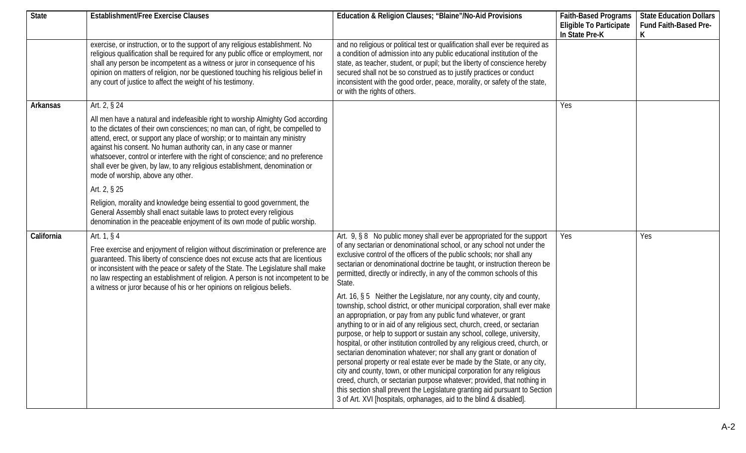| State | Establishment/Free Exercise Clauses | Education & Religion Clauses; "Blaine"/No-Aid Provisions | Faith-Based Programs Eligible To Participate In State Pre-K | State Education Dollars Fund Faith-Based Pre-K |
|---|---|---|---|---|
| | exercise, or instruction, or to the support of any religious establishment. No religious qualification shall be required for any public office or employment, nor shall any person be incompetent as a witness or juror in consequence of his opinion on matters of religion, nor be questioned touching his religious belief in any court of justice to affect the weight of his testimony. | and no religious or political test or qualification shall ever be required as a condition of admission into any public educational institution of the state, as teacher, student, or pupil; but the liberty of conscience hereby secured shall not be so construed as to justify practices or conduct inconsistent with the good order, peace, morality, or safety of the state, or with the rights of others. | | |
| **Arkansas** | Art. 2, § 24<br><br>All men have a natural and indefeasible right to worship Almighty God according to the dictates of their own consciences; no man can, of right, be compelled to attend, erect, or support any place of worship; or to maintain any ministry against his consent. No human authority can, in any case or manner whatsoever, control or interfere with the right of conscience; and no preference shall ever be given, by law, to any religious establishment, denomination or mode of worship, above any other.<br><br>Art. 2, § 25<br><br>Religion, morality and knowledge being essential to good government, the General Assembly shall enact suitable laws to protect every religious denomination in the peaceable enjoyment of its own mode of public worship. | | Yes | |
| **California** | Art. 1, § 4<br><br>Free exercise and enjoyment of religion without discrimination or preference are guaranteed. This liberty of conscience does not excuse acts that are licentious or inconsistent with the peace or safety of the State. The Legislature shall make no law respecting an establishment of religion. A person is not incompetent to be a witness or juror because of his or her opinions on religious beliefs. | Art. 9, § 8 No public money shall ever be appropriated for the support of any sectarian or denominational school, or any school not under the exclusive control of the officers of the public schools; nor shall any sectarian or denominational doctrine be taught, or instruction thereon be permitted, directly or indirectly, in any of the common schools of this State.<br><br>Art. 16, § 5 Neither the Legislature, nor any county, city and county, township, school district, or other municipal corporation, shall ever make an appropriation, or pay from any public fund whatever, or grant anything to or in aid of any religious sect, church, creed, or sectarian purpose, or help to support or sustain any school, college, university, hospital, or other institution controlled by any religious creed, church, or sectarian denomination whatever; nor shall any grant or donation of personal property or real estate ever be made by the State, or any city, city and county, town, or other municipal corporation for any religious creed, church, or sectarian purpose whatever; provided, that nothing in this section shall prevent the Legislature granting aid pursuant to Section 3 of Art. XVI [hospitals, orphanages, aid to the blind & disabled]. | Yes | Yes |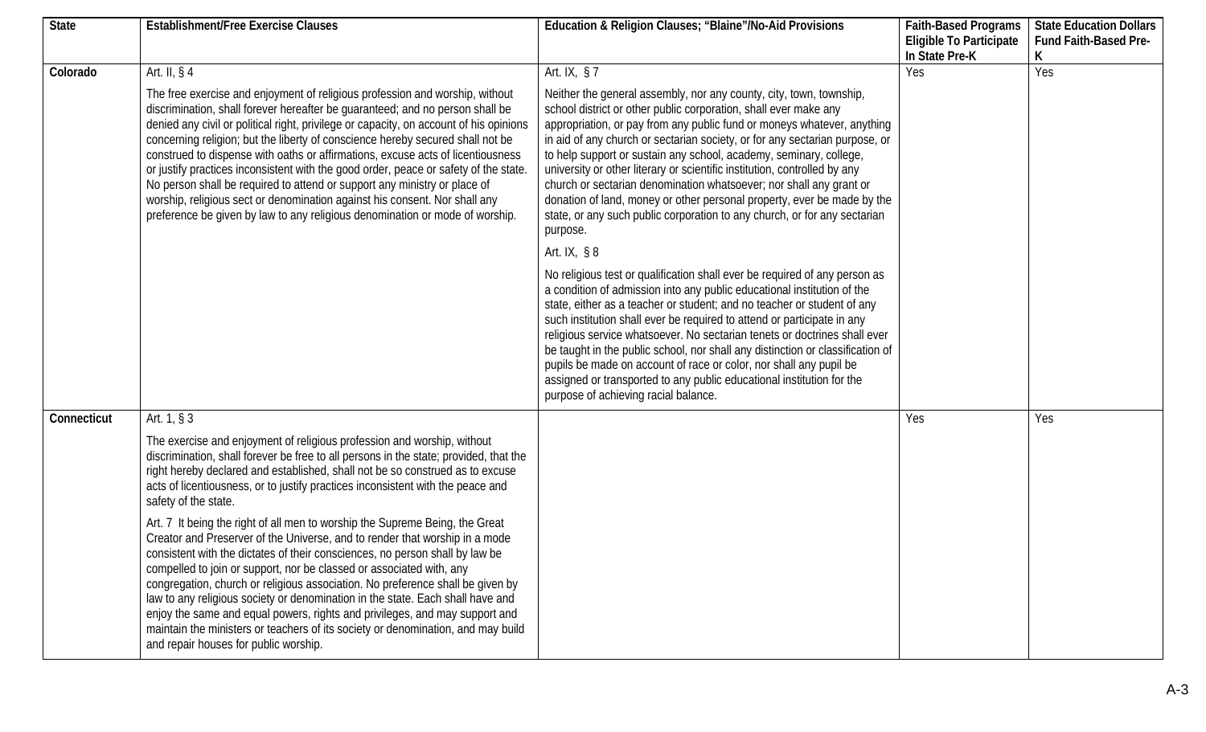| State | Establishment/Free Exercise Clauses | Education & Religion Clauses; "Blaine"/No-Aid Provisions | Faith-Based Programs Eligible To Participate In State Pre-K | State Education Dollars Fund Faith-Based Pre-K |
|---|---|---|---|---|
| **Colorado** | Art. II, § 4<br><br>The free exercise and enjoyment of religious profession and worship, without discrimination, shall forever hereafter be guaranteed; and no person shall be denied any civil or political right, privilege or capacity, on account of his opinions concerning religion; but the liberty of conscience hereby secured shall not be construed to dispense with oaths or affirmations, excuse acts of licentiousness or justify practices inconsistent with the good order, peace or safety of the state. No person shall be required to attend or support any ministry or place of worship, religious sect or denomination against his consent. Nor shall any preference be given by law to any religious denomination or mode of worship. | Art. IX, § 7<br><br>Neither the general assembly, nor any county, city, town, township, school district or other public corporation, shall ever make any appropriation, or pay from any public fund or moneys whatever, anything in aid of any church or sectarian society, or for any sectarian purpose, or to help support or sustain any school, academy, seminary, college, university or other literary or scientific institution, controlled by any church or sectarian denomination whatsoever; nor shall any grant or donation of land, money or other personal property, ever be made by the state, or any such public corporation to any church, or for any sectarian purpose.<br><br>Art. IX, § 8<br><br>No religious test or qualification shall ever be required of any person as a condition of admission into any public educational institution of the state, either as a teacher or student; and no teacher or student of any such institution shall ever be required to attend or participate in any religious service whatsoever. No sectarian tenets or doctrines shall ever be taught in the public school, nor shall any distinction or classification of pupils be made on account of race or color, nor shall any pupil be assigned or transported to any public educational institution for the purpose of achieving racial balance. | Yes | Yes |
| **Connecticut** | Art. 1, § 3<br><br>The exercise and enjoyment of religious profession and worship, without discrimination, shall forever be free to all persons in the state; provided, that the right hereby declared and established, shall not be so construed as to excuse acts of licentiousness, or to justify practices inconsistent with the peace and safety of the state.<br><br>Art. 7 It being the right of all men to worship the Supreme Being, the Great Creator and Preserver of the Universe, and to render that worship in a mode consistent with the dictates of their consciences, no person shall by law be compelled to join or support, nor be classed or associated with, any congregation, church or religious association. No preference shall be given by law to any religious society or denomination in the state. Each shall have and enjoy the same and equal powers, rights and privileges, and may support and maintain the ministers or teachers of its society or denomination, and may build and repair houses for public worship. | | Yes | Yes |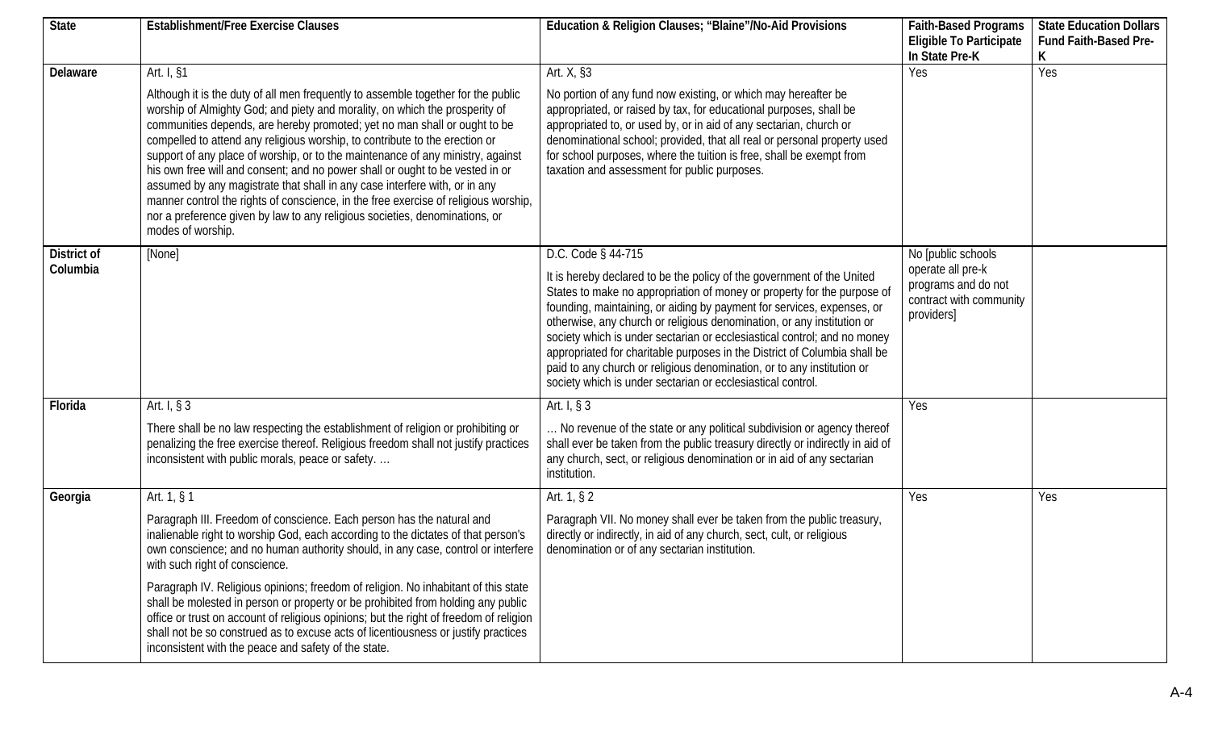| State | Establishment/Free Exercise Clauses | Education & Religion Clauses; "Blaine"/No-Aid Provisions | Faith-Based Programs Eligible To Participate In State Pre-K | State Education Dollars Fund Faith-Based Pre-K |
|---|---|---|---|---|
| **Delaware** | Art. I, §1<br><br>Although it is the duty of all men frequently to assemble together for the public worship of Almighty God; and piety and morality, on which the prosperity of communities depends, are hereby promoted; yet no man shall or ought to be compelled to attend any religious worship, to contribute to the erection or support of any place of worship, or to the maintenance of any ministry, against his own free will and consent; and no power shall or ought to be vested in or assumed by any magistrate that shall in any case interfere with, or in any manner control the rights of conscience, in the free exercise of religious worship, nor a preference given by law to any religious societies, denominations, or modes of worship. | Art. X, §3<br><br>No portion of any fund now existing, or which may hereafter be appropriated, or raised by tax, for educational purposes, shall be appropriated to, or used by, or in aid of any sectarian, church or denominational school; provided, that all real or personal property used for school purposes, where the tuition is free, shall be exempt from taxation and assessment for public purposes. | Yes | Yes |
| **District of Columbia** | [None] | D.C. Code § 44-715<br><br>It is hereby declared to be the policy of the government of the United States to make no appropriation of money or property for the purpose of founding, maintaining, or aiding by payment for services, expenses, or otherwise, any church or religious denomination, or any institution or society which is under sectarian or ecclesiastical control; and no money appropriated for charitable purposes in the District of Columbia shall be paid to any church or religious denomination, or to any institution or society which is under sectarian or ecclesiastical control. | No [public schools operate all pre-k programs and do not contract with community providers] | |
| **Florida** | Art. I, § 3<br><br>There shall be no law respecting the establishment of religion or prohibiting or penalizing the free exercise thereof. Religious freedom shall not justify practices inconsistent with public morals, peace or safety. … | Art. I, § 3<br><br>… No revenue of the state or any political subdivision or agency thereof shall ever be taken from the public treasury directly or indirectly in aid of any church, sect, or religious denomination or in aid of any sectarian institution. | Yes | |
| **Georgia** | Art. 1, § 1<br><br>Paragraph III. Freedom of conscience. Each person has the natural and inalienable right to worship God, each according to the dictates of that person's own conscience; and no human authority should, in any case, control or interfere with such right of conscience.<br><br>Paragraph IV. Religious opinions; freedom of religion. No inhabitant of this state shall be molested in person or property or be prohibited from holding any public office or trust on account of religious opinions; but the right of freedom of religion shall not be so construed as to excuse acts of licentiousness or justify practices inconsistent with the peace and safety of the state. | Art. 1, § 2<br><br>Paragraph VII. No money shall ever be taken from the public treasury, directly or indirectly, in aid of any church, sect, cult, or religious denomination or of any sectarian institution. | Yes | Yes |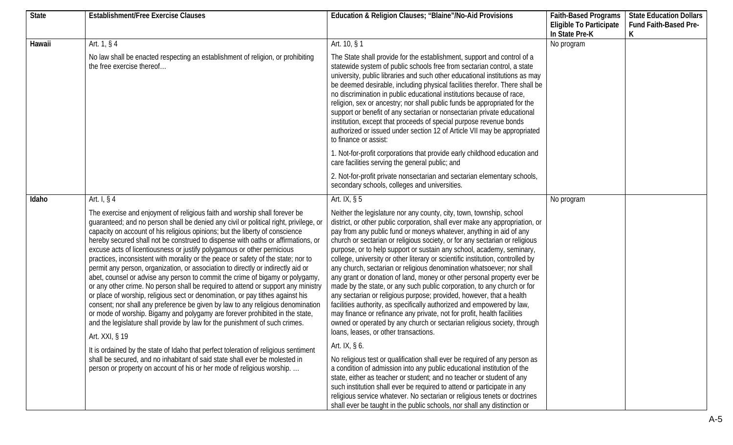| State | Establishment/Free Exercise Clauses | Education & Religion Clauses; "Blaine"/No-Aid Provisions | Faith-Based Programs Eligible To Participate In State Pre-K | State Education Dollars Fund Faith-Based Pre-K |
|---|---|---|---|---|
| Hawaii | Art. 1, § 4<br><br>No law shall be enacted respecting an establishment of religion, or prohibiting the free exercise thereof… | Art. 10, § 1<br><br>The State shall provide for the establishment, support and control of a statewide system of public schools free from sectarian control, a state university, public libraries and such other educational institutions as may be deemed desirable, including physical facilities therefor. There shall be no discrimination in public educational institutions because of race, religion, sex or ancestry; nor shall public funds be appropriated for the support or benefit of any sectarian or nonsectarian private educational institution, except that proceeds of special purpose revenue bonds authorized or issued under section 12 of Article VII may be appropriated to finance or assist:<br><br>1. Not-for-profit corporations that provide early childhood education and care facilities serving the general public; and<br><br>2. Not-for-profit private nonsectarian and sectarian elementary schools, secondary schools, colleges and universities. | No program | |
| Idaho | Art. I, § 4<br><br>The exercise and enjoyment of religious faith and worship shall forever be guaranteed; and no person shall be denied any civil or political right, privilege, or capacity on account of his religious opinions; but the liberty of conscience hereby secured shall not be construed to dispense with oaths or affirmations, or excuse acts of licentiousness or justify polygamous or other pernicious practices, inconsistent with morality or the peace or safety of the state; nor to permit any person, organization, or association to directly or indirectly aid or abet, counsel or advise any person to commit the crime of bigamy or polygamy, or any other crime. No person shall be required to attend or support any ministry or place of worship, religious sect or denomination, or pay tithes against his consent; nor shall any preference be given by law to any religious denomination or mode of worship. Bigamy and polygamy are forever prohibited in the state, and the legislature shall provide by law for the punishment of such crimes.<br><br>Art. XXI, § 19<br><br>It is ordained by the state of Idaho that perfect toleration of religious sentiment shall be secured, and no inhabitant of said state shall ever be molested in person or property on account of his or her mode of religious worship. … | Art. IX, § 5<br><br>Neither the legislature nor any county, city, town, township, school district, or other public corporation, shall ever make any appropriation, or pay from any public fund or moneys whatever, anything in aid of any church or sectarian or religious society, or for any sectarian or religious purpose, or to help support or sustain any school, academy, seminary, college, university or other literary or scientific institution, controlled by any church, sectarian or religious denomination whatsoever; nor shall any grant or donation of land, money or other personal property ever be made by the state, or any such public corporation, to any church or for any sectarian or religious purpose; provided, however, that a health facilities authority, as specifically authorized and empowered by law, may finance or refinance any private, not for profit, health facilities owned or operated by any church or sectarian religious society, through loans, leases, or other transactions.<br><br>Art. IX, § 6.<br><br>No religious test or qualification shall ever be required of any person as a condition of admission into any public educational institution of the state, either as teacher or student; and no teacher or student of any such institution shall ever be required to attend or participate in any religious service whatever. No sectarian or religious tenets or doctrines shall ever be taught in the public schools, nor shall any distinction or | No program | |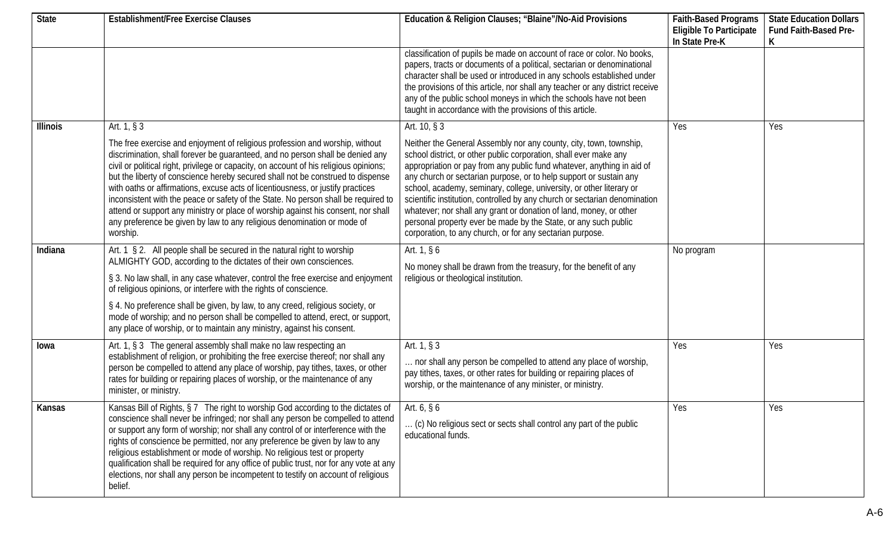| State | Establishment/Free Exercise Clauses | Education & Religion Clauses; "Blaine"/No-Aid Provisions | Faith-Based Programs Eligible To Participate In State Pre-K | State Education Dollars Fund Faith-Based Pre-K |
|---|---|---|---|---|
| | | classification of pupils be made on account of race or color. No books, papers, tracts or documents of a political, sectarian or denominational character shall be used or introduced in any schools established under the provisions of this article, nor shall any teacher or any district receive any of the public school moneys in which the schools have not been taught in accordance with the provisions of this article. | | |
| **Illinois** | Art. 1, § 3<br><br>The free exercise and enjoyment of religious profession and worship, without discrimination, shall forever be guaranteed, and no person shall be denied any civil or political right, privilege or capacity, on account of his religious opinions; but the liberty of conscience hereby secured shall not be construed to dispense with oaths or affirmations, excuse acts of licentiousness, or justify practices inconsistent with the peace or safety of the State. No person shall be required to attend or support any ministry or place of worship against his consent, nor shall any preference be given by law to any religious denomination or mode of worship. | Art. 10, § 3<br><br>Neither the General Assembly nor any county, city, town, township, school district, or other public corporation, shall ever make any appropriation or pay from any public fund whatever, anything in aid of any church or sectarian purpose, or to help support or sustain any school, academy, seminary, college, university, or other literary or scientific institution, controlled by any church or sectarian denomination whatever; nor shall any grant or donation of land, money, or other personal property ever be made by the State, or any such public corporation, to any church, or for any sectarian purpose. | Yes | Yes |
| **Indiana** | Art. 1 § 2. All people shall be secured in the natural right to worship ALMIGHTY GOD, according to the dictates of their own consciences.<br><br>§ 3. No law shall, in any case whatever, control the free exercise and enjoyment of religious opinions, or interfere with the rights of conscience.<br><br>§ 4. No preference shall be given, by law, to any creed, religious society, or mode of worship; and no person shall be compelled to attend, erect, or support, any place of worship, or to maintain any ministry, against his consent. | Art. 1, § 6<br><br>No money shall be drawn from the treasury, for the benefit of any religious or theological institution. | No program | |
| **Iowa** | Art. 1, § 3 The general assembly shall make no law respecting an establishment of religion, or prohibiting the free exercise thereof; nor shall any person be compelled to attend any place of worship, pay tithes, taxes, or other rates for building or repairing places of worship, or the maintenance of any minister, or ministry. | Art. 1, § 3<br><br>… nor shall any person be compelled to attend any place of worship, pay tithes, taxes, or other rates for building or repairing places of worship, or the maintenance of any minister, or ministry. | Yes | Yes |
| **Kansas** | Kansas Bill of Rights, § 7 The right to worship God according to the dictates of conscience shall never be infringed; nor shall any person be compelled to attend or support any form of worship; nor shall any control of or interference with the rights of conscience be permitted, nor any preference be given by law to any religious establishment or mode of worship. No religious test or property qualification shall be required for any office of public trust, nor for any vote at any elections, nor shall any person be incompetent to testify on account of religious belief. | Art. 6, § 6<br><br>… (c) No religious sect or sects shall control any part of the public educational funds. | Yes | Yes |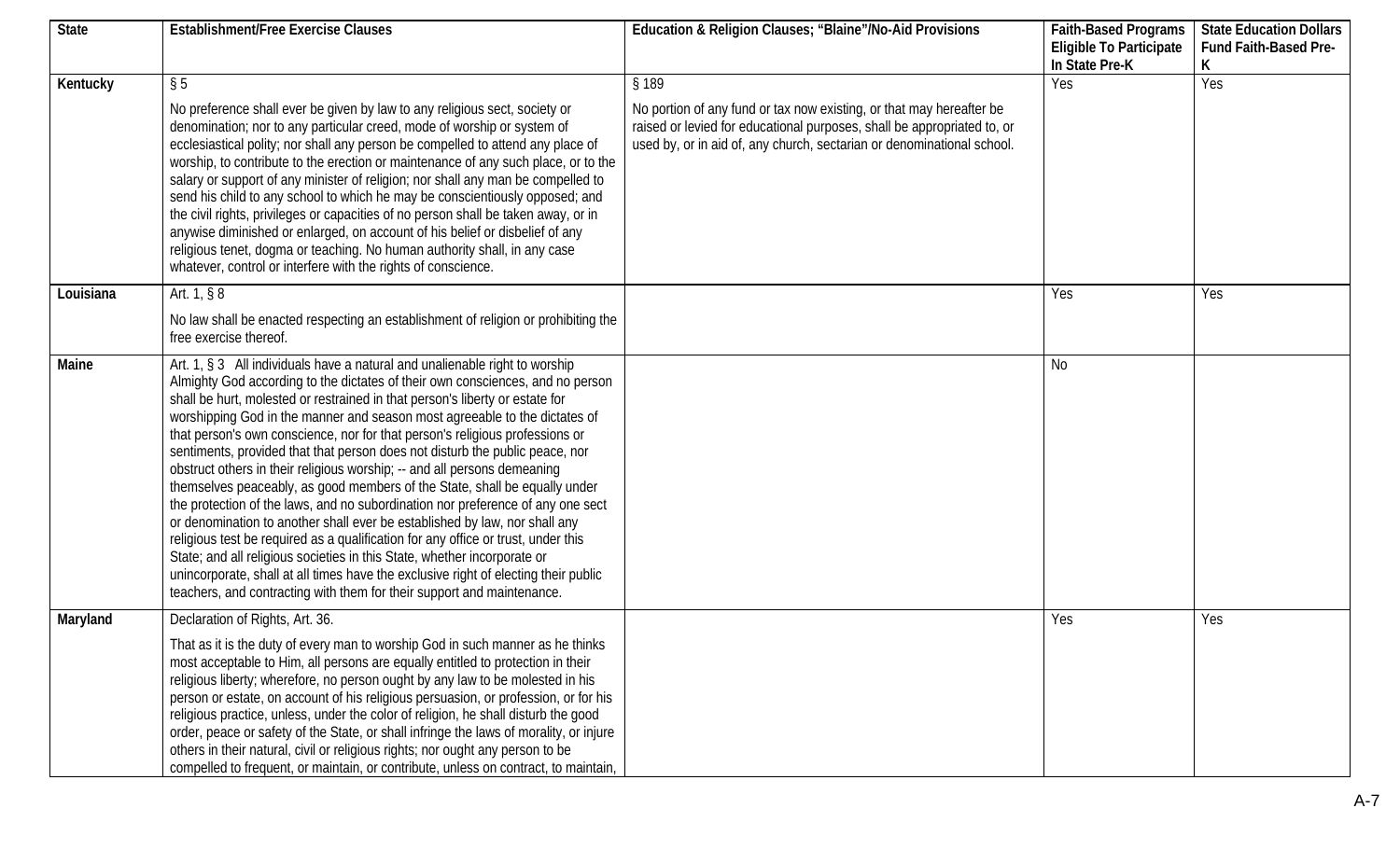| State | Establishment/Free Exercise Clauses | Education & Religion Clauses; "Blaine"/No-Aid Provisions | Faith-Based Programs Eligible To Participate In State Pre-K | State Education Dollars Fund Faith-Based Pre-K |
|---|---|---|---|---|
| Kentucky | § 5<br><br>No preference shall ever be given by law to any religious sect, society or denomination; nor to any particular creed, mode of worship or system of ecclesiastical polity; nor shall any person be compelled to attend any place of worship, to contribute to the erection or maintenance of any such place, or to the salary or support of any minister of religion; nor shall any man be compelled to send his child to any school to which he may be conscientiously opposed; and the civil rights, privileges or capacities of no person shall be taken away, or in anywise diminished or enlarged, on account of his belief or disbelief of any religious tenet, dogma or teaching. No human authority shall, in any case whatever, control or interfere with the rights of conscience. | § 189<br><br>No portion of any fund or tax now existing, or that may hereafter be raised or levied for educational purposes, shall be appropriated to, or used by, or in aid of, any church, sectarian or denominational school. | Yes | Yes |
| Louisiana | Art. 1, § 8<br><br>No law shall be enacted respecting an establishment of religion or prohibiting the free exercise thereof. | | Yes | Yes |
| Maine | Art. 1, § 3 All individuals have a natural and unalienable right to worship Almighty God according to the dictates of their own consciences, and no person shall be hurt, molested or restrained in that person's liberty or estate for worshipping God in the manner and season most agreeable to the dictates of that person's own conscience, nor for that person's religious professions or sentiments, provided that that person does not disturb the public peace, nor obstruct others in their religious worship; -- and all persons demeaning themselves peaceably, as good members of the State, shall be equally under the protection of the laws, and no subordination nor preference of any one sect or denomination to another shall ever be established by law, nor shall any religious test be required as a qualification for any office or trust, under this State; and all religious societies in this State, whether incorporate or unincorporate, shall at all times have the exclusive right of electing their public teachers, and contracting with them for their support and maintenance. | | No | |
| Maryland | Declaration of Rights, Art. 36.<br><br>That as it is the duty of every man to worship God in such manner as he thinks most acceptable to Him, all persons are equally entitled to protection in their religious liberty; wherefore, no person ought by any law to be molested in his person or estate, on account of his religious persuasion, or profession, or for his religious practice, unless, under the color of religion, he shall disturb the good order, peace or safety of the State, or shall infringe the laws of morality, or injure others in their natural, civil or religious rights; nor ought any person to be compelled to frequent, or maintain, or contribute, unless on contract, to maintain, | | Yes | Yes |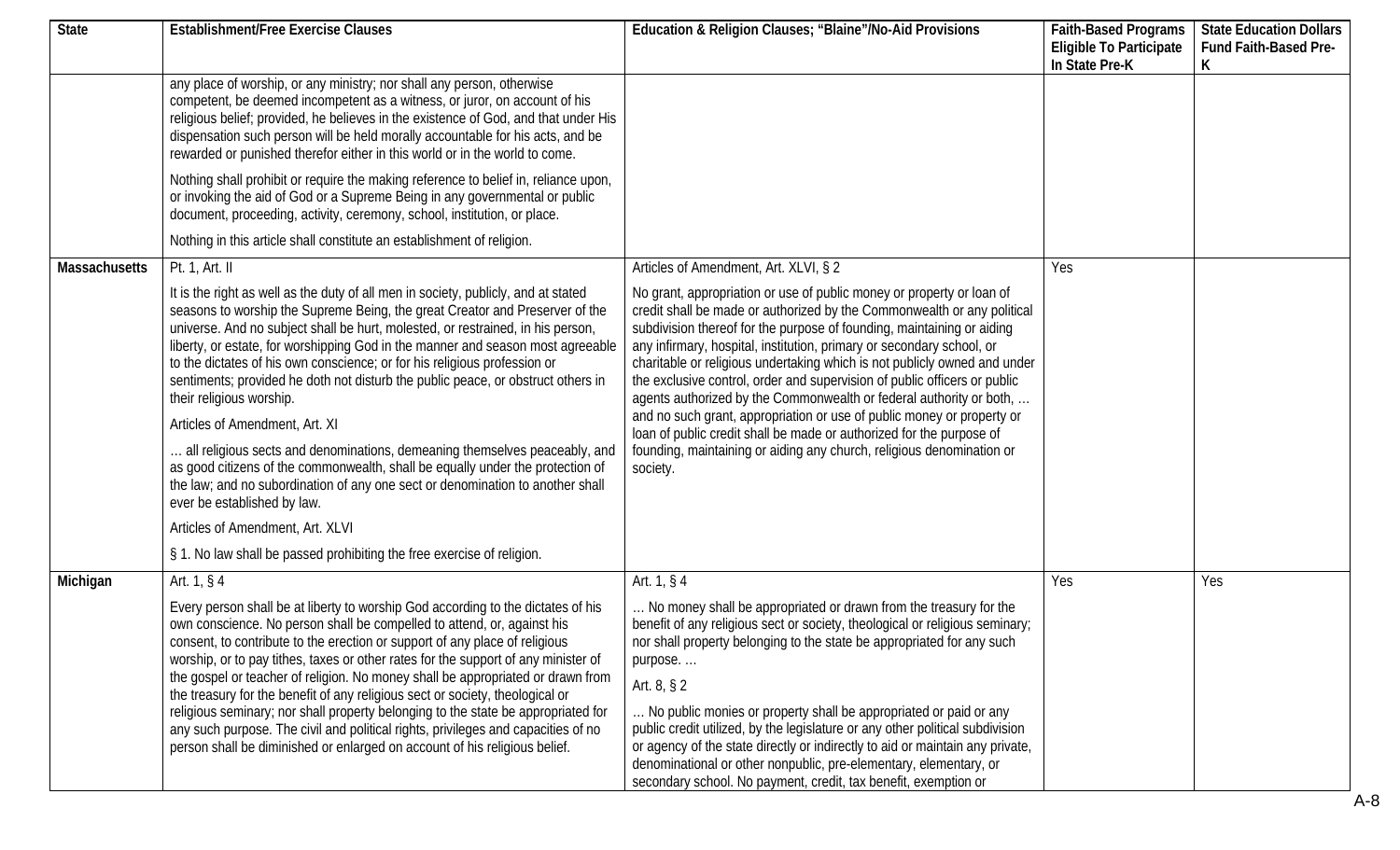| State | Establishment/Free Exercise Clauses | Education & Religion Clauses; "Blaine"/No-Aid Provisions | Faith-Based Programs Eligible To Participate In State Pre-K | State Education Dollars Fund Faith-Based Pre-K |
|---|---|---|---|---|
| | any place of worship, or any ministry; nor shall any person, otherwise competent, be deemed incompetent as a witness, or juror, on account of his religious belief; provided, he believes in the existence of God, and that under His dispensation such person will be held morally accountable for his acts, and be rewarded or punished therefor either in this world or in the world to come.<br><br>Nothing shall prohibit or require the making reference to belief in, reliance upon, or invoking the aid of God or a Supreme Being in any governmental or public document, proceeding, activity, ceremony, school, institution, or place.<br><br>Nothing in this article shall constitute an establishment of religion. | | | |
| **Massachusetts** | Pt. 1, Art. II<br><br>It is the right as well as the duty of all men in society, publicly, and at stated seasons to worship the Supreme Being, the great Creator and Preserver of the universe. And no subject shall be hurt, molested, or restrained, in his person, liberty, or estate, for worshipping God in the manner and season most agreeable to the dictates of his own conscience; or for his religious profession or sentiments; provided he doth not disturb the public peace, or obstruct others in their religious worship.<br><br>Articles of Amendment, Art. XI<br><br>… all religious sects and denominations, demeaning themselves peaceably, and as good citizens of the commonwealth, shall be equally under the protection of the law; and no subordination of any one sect or denomination to another shall ever be established by law.<br><br>Articles of Amendment, Art. XLVI<br><br>§ 1. No law shall be passed prohibiting the free exercise of religion. | Articles of Amendment, Art. XLVI, § 2<br><br>No grant, appropriation or use of public money or property or loan of credit shall be made or authorized by the Commonwealth or any political subdivision thereof for the purpose of founding, maintaining or aiding any infirmary, hospital, institution, primary or secondary school, or charitable or religious undertaking which is not publicly owned and under the exclusive control, order and supervision of public officers or public agents authorized by the Commonwealth or federal authority or both, … and no such grant, appropriation or use of public money or property or loan of public credit shall be made or authorized for the purpose of founding, maintaining or aiding any church, religious denomination or society. | Yes | |
| **Michigan** | Art. 1, § 4<br><br>Every person shall be at liberty to worship God according to the dictates of his own conscience. No person shall be compelled to attend, or, against his consent, to contribute to the erection or support of any place of religious worship, or to pay tithes, taxes or other rates for the support of any minister of the gospel or teacher of religion. No money shall be appropriated or drawn from the treasury for the benefit of any religious sect or society, theological or religious seminary; nor shall property belonging to the state be appropriated for any such purpose. The civil and political rights, privileges and capacities of no person shall be diminished or enlarged on account of his religious belief. | Art. 1, § 4<br><br>… No money shall be appropriated or drawn from the treasury for the benefit of any religious sect or society, theological or religious seminary; nor shall property belonging to the state be appropriated for any such purpose. …<br><br>Art. 8, § 2<br><br>… No public monies or property shall be appropriated or paid or any public credit utilized, by the legislature or any other political subdivision or agency of the state directly or indirectly to aid or maintain any private, denominational or other nonpublic, pre-elementary, elementary, or secondary school. No payment, credit, tax benefit, exemption or | Yes | Yes |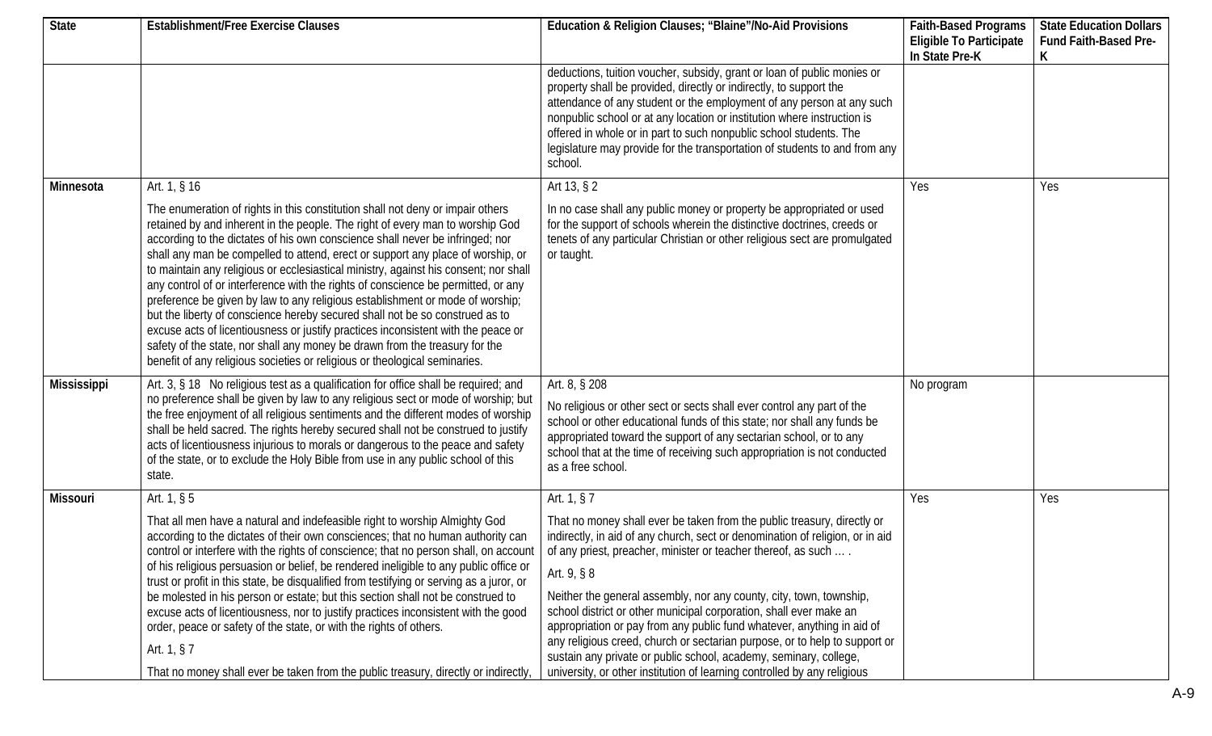| State | Establishment/Free Exercise Clauses | Education & Religion Clauses; "Blaine"/No-Aid Provisions | Faith-Based Programs Eligible To Participate In State Pre-K | State Education Dollars Fund Faith-Based Pre-K |
|---|---|---|---|---|
| | | deductions, tuition voucher, subsidy, grant or loan of public monies or property shall be provided, directly or indirectly, to support the attendance of any student or the employment of any person at any such nonpublic school or at any location or institution where instruction is offered in whole or in part to such nonpublic school students. The legislature may provide for the transportation of students to and from any school. | | |
| **Minnesota** | Art. 1, § 16<br><br>The enumeration of rights in this constitution shall not deny or impair others retained by and inherent in the people. The right of every man to worship God according to the dictates of his own conscience shall never be infringed; nor shall any man be compelled to attend, erect or support any place of worship, or to maintain any religious or ecclesiastical ministry, against his consent; nor shall any control of or interference with the rights of conscience be permitted, or any preference be given by law to any religious establishment or mode of worship; but the liberty of conscience hereby secured shall not be so construed as to excuse acts of licentiousness or justify practices inconsistent with the peace or safety of the state, nor shall any money be drawn from the treasury for the benefit of any religious societies or religious or theological seminaries. | Art 13, § 2<br><br>In no case shall any public money or property be appropriated or used for the support of schools wherein the distinctive doctrines, creeds or tenets of any particular Christian or other religious sect are promulgated or taught. | Yes | Yes |
| **Mississippi** | Art. 3, § 18 No religious test as a qualification for office shall be required; and no preference shall be given by law to any religious sect or mode of worship; but the free enjoyment of all religious sentiments and the different modes of worship shall be held sacred. The rights hereby secured shall not be construed to justify acts of licentiousness injurious to morals or dangerous to the peace and safety of the state, or to exclude the Holy Bible from use in any public school of this state. | Art. 8, § 208<br><br>No religious or other sect or sects shall ever control any part of the school or other educational funds of this state; nor shall any funds be appropriated toward the support of any sectarian school, or to any school that at the time of receiving such appropriation is not conducted as a free school. | No program | |
| **Missouri** | Art. 1, § 5<br><br>That all men have a natural and indefeasible right to worship Almighty God according to the dictates of their own consciences; that no human authority can control or interfere with the rights of conscience; that no person shall, on account of his religious persuasion or belief, be rendered ineligible to any public office or trust or profit in this state, be disqualified from testifying or serving as a juror, or be molested in his person or estate; but this section shall not be construed to excuse acts of licentiousness, nor to justify practices inconsistent with the good order, peace or safety of the state, or with the rights of others.<br><br>Art. 1, § 7<br><br>That no money shall ever be taken from the public treasury, directly or indirectly, | Art. 1, § 7<br><br>That no money shall ever be taken from the public treasury, directly or indirectly, in aid of any church, sect or denomination of religion, or in aid of any priest, preacher, minister or teacher thereof, as such … .<br><br>Art. 9, § 8<br><br>Neither the general assembly, nor any county, city, town, township, school district or other municipal corporation, shall ever make an appropriation or pay from any public fund whatever, anything in aid of any religious creed, church or sectarian purpose, or to help to support or sustain any private or public school, academy, seminary, college, university, or other institution of learning controlled by any religious | Yes | Yes |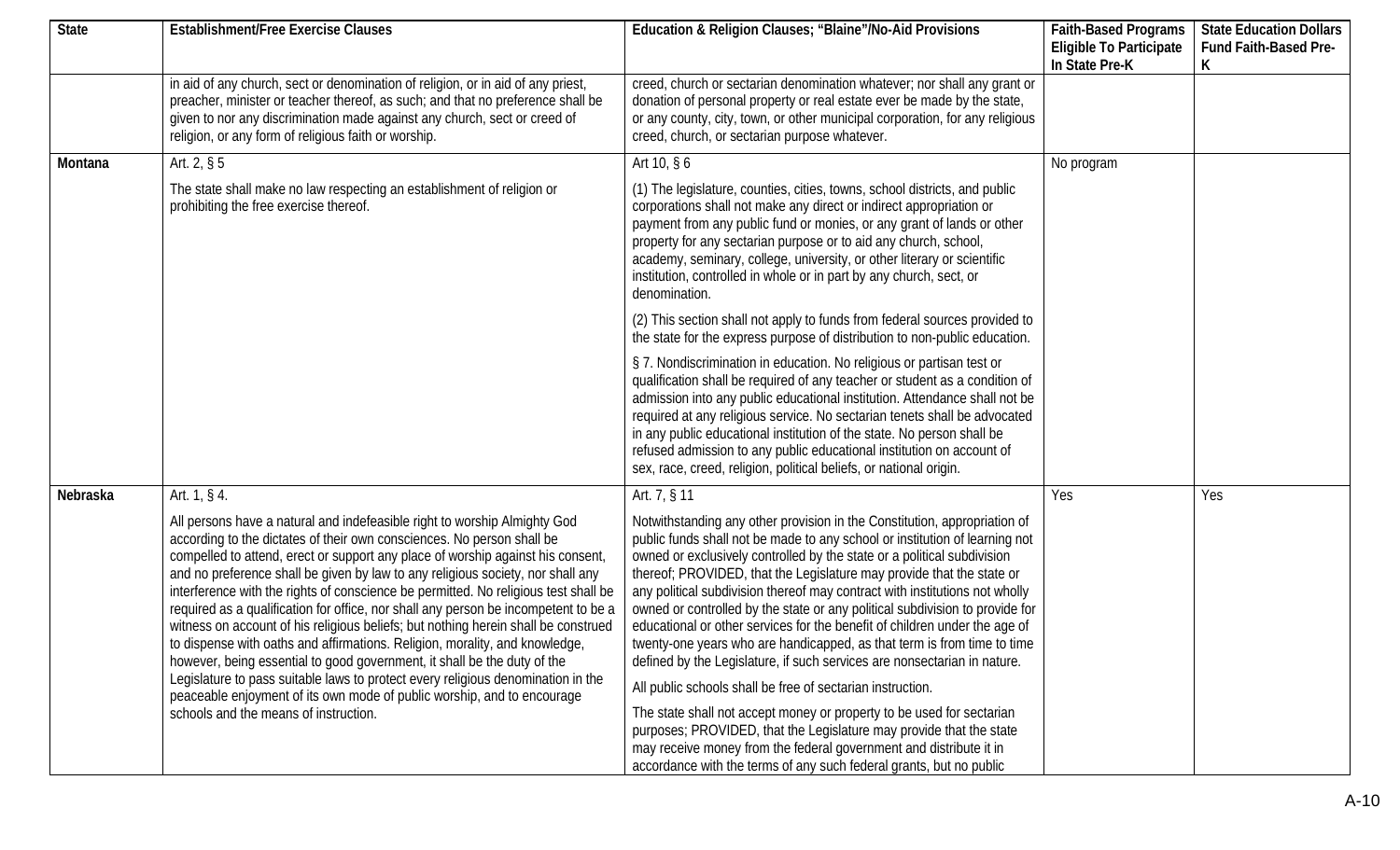| State | Establishment/Free Exercise Clauses | Education & Religion Clauses; "Blaine"/No-Aid Provisions | Faith-Based Programs Eligible To Participate In State Pre-K | State Education Dollars Fund Faith-Based Pre-K |
|---|---|---|---|---|
| | in aid of any church, sect or denomination of religion, or in aid of any priest, preacher, minister or teacher thereof, as such; and that no preference shall be given to nor any discrimination made against any church, sect or creed of religion, or any form of religious faith or worship. | creed, church or sectarian denomination whatever; nor shall any grant or donation of personal property or real estate ever be made by the state, or any county, city, town, or other municipal corporation, for any religious creed, church, or sectarian purpose whatever. | | |
| **Montana** | Art. 2, § 5<br><br>The state shall make no law respecting an establishment of religion or prohibiting the free exercise thereof. | Art 10, § 6<br><br>(1) The legislature, counties, cities, towns, school districts, and public corporations shall not make any direct or indirect appropriation or payment from any public fund or monies, or any grant of lands or other property for any sectarian purpose or to aid any church, school, academy, seminary, college, university, or other literary or scientific institution, controlled in whole or in part by any church, sect, or denomination.<br><br>(2) This section shall not apply to funds from federal sources provided to the state for the express purpose of distribution to non-public education.<br><br>§ 7. Nondiscrimination in education. No religious or partisan test or qualification shall be required of any teacher or student as a condition of admission into any public educational institution. Attendance shall not be required at any religious service. No sectarian tenets shall be advocated in any public educational institution of the state. No person shall be refused admission to any public educational institution on account of sex, race, creed, religion, political beliefs, or national origin. | No program | |
| **Nebraska** | Art. 1, § 4.<br><br>All persons have a natural and indefeasible right to worship Almighty God according to the dictates of their own consciences. No person shall be compelled to attend, erect or support any place of worship against his consent, and no preference shall be given by law to any religious society, nor shall any interference with the rights of conscience be permitted. No religious test shall be required as a qualification for office, nor shall any person be incompetent to be a witness on account of his religious beliefs; but nothing herein shall be construed to dispense with oaths and affirmations. Religion, morality, and knowledge, however, being essential to good government, it shall be the duty of the Legislature to pass suitable laws to protect every religious denomination in the peaceable enjoyment of its own mode of public worship, and to encourage schools and the means of instruction. | Art. 7, § 11<br><br>Notwithstanding any other provision in the Constitution, appropriation of public funds shall not be made to any school or institution of learning not owned or exclusively controlled by the state or a political subdivision thereof; PROVIDED, that the Legislature may provide that the state or any political subdivision thereof may contract with institutions not wholly owned or controlled by the state or any political subdivision to provide for educational or other services for the benefit of children under the age of twenty-one years who are handicapped, as that term is from time to time defined by the Legislature, if such services are nonsectarian in nature.<br><br>All public schools shall be free of sectarian instruction.<br><br>The state shall not accept money or property to be used for sectarian purposes; PROVIDED, that the Legislature may provide that the state may receive money from the federal government and distribute it in accordance with the terms of any such federal grants, but no public | Yes | Yes |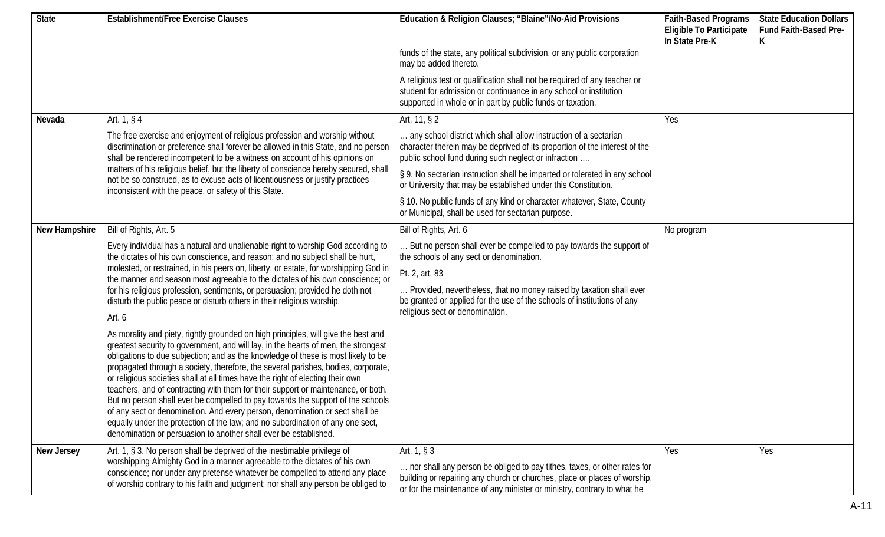| State | Establishment/Free Exercise Clauses | Education & Religion Clauses; "Blaine"/No-Aid Provisions | Faith-Based Programs Eligible To Participate In State Pre-K | State Education Dollars Fund Faith-Based Pre-K |
|---|---|---|---|---|
| | | funds of the state, any political subdivision, or any public corporation may be added thereto.<br><br>A religious test or qualification shall not be required of any teacher or student for admission or continuance in any school or institution supported in whole or in part by public funds or taxation. | | |
| **Nevada** | Art. 1, § 4<br><br>The free exercise and enjoyment of religious profession and worship without discrimination or preference shall forever be allowed in this State, and no person shall be rendered incompetent to be a witness on account of his opinions on matters of his religious belief, but the liberty of conscience hereby secured, shall not be so construed, as to excuse acts of licentiousness or justify practices inconsistent with the peace, or safety of this State. | Art. 11, § 2<br><br>… any school district which shall allow instruction of a sectarian character therein may be deprived of its proportion of the interest of the public school fund during such neglect or infraction ….<br><br>§ 9. No sectarian instruction shall be imparted or tolerated in any school or University that may be established under this Constitution.<br><br>§ 10. No public funds of any kind or character whatever, State, County or Municipal, shall be used for sectarian purpose. | Yes | |
| **New Hampshire** | Bill of Rights, Art. 5<br><br>Every individual has a natural and unalienable right to worship God according to the dictates of his own conscience, and reason; and no subject shall be hurt, molested, or restrained, in his peers on, liberty, or estate, for worshipping God in the manner and season most agreeable to the dictates of his own conscience; or for his religious profession, sentiments, or persuasion; provided he doth not disturb the public peace or disturb others in their religious worship.<br><br>Art. 6<br><br>As morality and piety, rightly grounded on high principles, will give the best and greatest security to government, and will lay, in the hearts of men, the strongest obligations to due subjection; and as the knowledge of these is most likely to be propagated through a society, therefore, the several parishes, bodies, corporate, or religious societies shall at all times have the right of electing their own teachers, and of contracting with them for their support or maintenance, or both. But no person shall ever be compelled to pay towards the support of the schools of any sect or denomination. And every person, denomination or sect shall be equally under the protection of the law; and no subordination of any one sect, denomination or persuasion to another shall ever be established. | Bill of Rights, Art. 6<br><br>… But no person shall ever be compelled to pay towards the support of the schools of any sect or denomination.<br><br>Pt. 2, art. 83<br><br>… Provided, nevertheless, that no money raised by taxation shall ever be granted or applied for the use of the schools of institutions of any religious sect or denomination. | No program | |
| **New Jersey** | Art. 1, § 3. No person shall be deprived of the inestimable privilege of worshipping Almighty God in a manner agreeable to the dictates of his own conscience; nor under any pretense whatever be compelled to attend any place of worship contrary to his faith and judgment; nor shall any person be obliged to | Art. 1, § 3<br><br>… nor shall any person be obliged to pay tithes, taxes, or other rates for building or repairing any church or churches, place or places of worship, or for the maintenance of any minister or ministry, contrary to what he | Yes | Yes |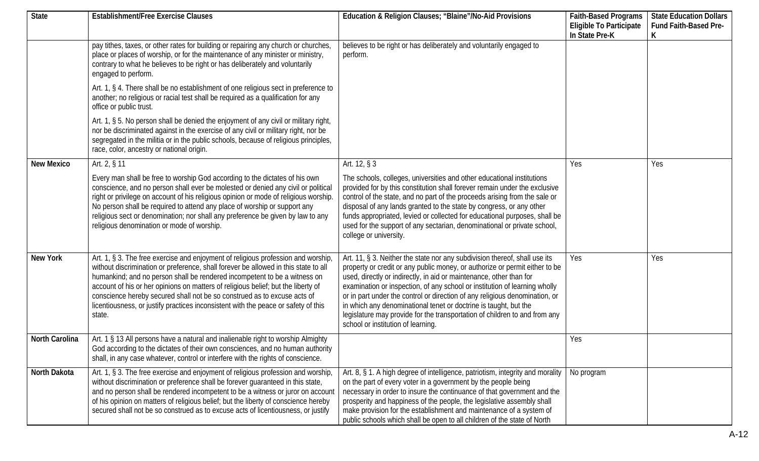| State | Establishment/Free Exercise Clauses | Education & Religion Clauses; "Blaine"/No-Aid Provisions | Faith-Based Programs Eligible To Participate In State Pre-K | State Education Dollars Fund Faith-Based Pre-K |
|---|---|---|---|---|
| | pay tithes, taxes, or other rates for building or repairing any church or churches, place or places of worship, or for the maintenance of any minister or ministry, contrary to what he believes to be right or has deliberately and voluntarily engaged to perform.<br><br>Art. 1, § 4. There shall be no establishment of one religious sect in preference to another; no religious or racial test shall be required as a qualification for any office or public trust.<br><br>Art. 1, § 5. No person shall be denied the enjoyment of any civil or military right, nor be discriminated against in the exercise of any civil or military right, nor be segregated in the militia or in the public schools, because of religious principles, race, color, ancestry or national origin. | believes to be right or has deliberately and voluntarily engaged to perform. | | |
| **New Mexico** | Art. 2, § 11<br><br>Every man shall be free to worship God according to the dictates of his own conscience, and no person shall ever be molested or denied any civil or political right or privilege on account of his religious opinion or mode of religious worship. No person shall be required to attend any place of worship or support any religious sect or denomination; nor shall any preference be given by law to any religious denomination or mode of worship. | Art. 12, § 3<br><br>The schools, colleges, universities and other educational institutions provided for by this constitution shall forever remain under the exclusive control of the state, and no part of the proceeds arising from the sale or disposal of any lands granted to the state by congress, or any other funds appropriated, levied or collected for educational purposes, shall be used for the support of any sectarian, denominational or private school, college or university. | Yes | Yes |
| **New York** | Art. 1, § 3. The free exercise and enjoyment of religious profession and worship, without discrimination or preference, shall forever be allowed in this state to all humankind; and no person shall be rendered incompetent to be a witness on account of his or her opinions on matters of religious belief; but the liberty of conscience hereby secured shall not be so construed as to excuse acts of licentiousness, or justify practices inconsistent with the peace or safety of this state. | Art. 11, § 3. Neither the state nor any subdivision thereof, shall use its property or credit or any public money, or authorize or permit either to be used, directly or indirectly, in aid or maintenance, other than for examination or inspection, of any school or institution of learning wholly or in part under the control or direction of any religious denomination, or in which any denominational tenet or doctrine is taught, but the legislature may provide for the transportation of children to and from any school or institution of learning. | Yes | Yes |
| **North Carolina** | Art. 1 § 13 All persons have a natural and inalienable right to worship Almighty God according to the dictates of their own consciences, and no human authority shall, in any case whatever, control or interfere with the rights of conscience. | | Yes | |
| **North Dakota** | Art. 1, § 3. The free exercise and enjoyment of religious profession and worship, without discrimination or preference shall be forever guaranteed in this state, and no person shall be rendered incompetent to be a witness or juror on account of his opinion on matters of religious belief; but the liberty of conscience hereby secured shall not be so construed as to excuse acts of licentiousness, or justify | Art. 8, § 1. A high degree of intelligence, patriotism, integrity and morality on the part of every voter in a government by the people being necessary in order to insure the continuance of that government and the prosperity and happiness of the people, the legislative assembly shall make provision for the establishment and maintenance of a system of public schools which shall be open to all children of the state of North | No program | |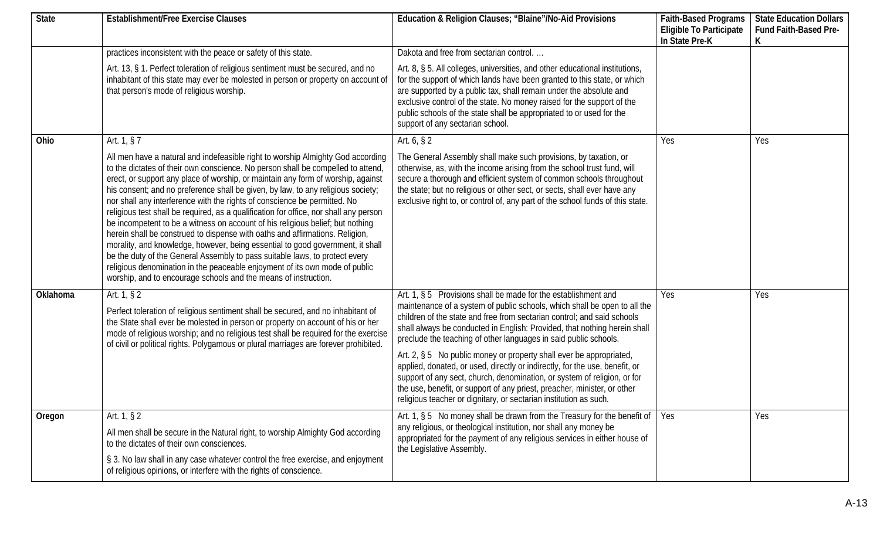| State | Establishment/Free Exercise Clauses | Education & Religion Clauses; "Blaine"/No-Aid Provisions | Faith-Based Programs Eligible To Participate In State Pre-K | State Education Dollars Fund Faith-Based Pre-K |
|---|---|---|---|---|
| | practices inconsistent with the peace or safety of this state.<br><br>Art. 13, § 1. Perfect toleration of religious sentiment must be secured, and no inhabitant of this state may ever be molested in person or property on account of that person's mode of religious worship. | Dakota and free from sectarian control. …<br><br>Art. 8, § 5. All colleges, universities, and other educational institutions, for the support of which lands have been granted to this state, or which are supported by a public tax, shall remain under the absolute and exclusive control of the state. No money raised for the support of the public schools of the state shall be appropriated to or used for the support of any sectarian school. | | |
| Ohio | Art. 1, § 7<br><br>All men have a natural and indefeasible right to worship Almighty God according to the dictates of their own conscience. No person shall be compelled to attend, erect, or support any place of worship, or maintain any form of worship, against his consent; and no preference shall be given, by law, to any religious society; nor shall any interference with the rights of conscience be permitted. No religious test shall be required, as a qualification for office, nor shall any person be incompetent to be a witness on account of his religious belief; but nothing herein shall be construed to dispense with oaths and affirmations. Religion, morality, and knowledge, however, being essential to good government, it shall be the duty of the General Assembly to pass suitable laws, to protect every religious denomination in the peaceable enjoyment of its own mode of public worship, and to encourage schools and the means of instruction. | Art. 6, § 2<br><br>The General Assembly shall make such provisions, by taxation, or otherwise, as, with the income arising from the school trust fund, will secure a thorough and efficient system of common schools throughout the state; but no religious or other sect, or sects, shall ever have any exclusive right to, or control of, any part of the school funds of this state. | Yes | Yes |
| Oklahoma | Art. 1, § 2<br><br>Perfect toleration of religious sentiment shall be secured, and no inhabitant of the State shall ever be molested in person or property on account of his or her mode of religious worship; and no religious test shall be required for the exercise of civil or political rights. Polygamous or plural marriages are forever prohibited. | Art. 1, § 5 Provisions shall be made for the establishment and maintenance of a system of public schools, which shall be open to all the children of the state and free from sectarian control; and said schools shall always be conducted in English: Provided, that nothing herein shall preclude the teaching of other languages in said public schools.<br><br>Art. 2, § 5 No public money or property shall ever be appropriated, applied, donated, or used, directly or indirectly, for the use, benefit, or support of any sect, church, denomination, or system of religion, or for the use, benefit, or support of any priest, preacher, minister, or other religious teacher or dignitary, or sectarian institution as such. | Yes | Yes |
| Oregon | Art. 1, § 2<br><br>All men shall be secure in the Natural right, to worship Almighty God according to the dictates of their own consciences.<br><br>§ 3. No law shall in any case whatever control the free exercise, and enjoyment of religious opinions, or interfere with the rights of conscience. | Art. 1, § 5 No money shall be drawn from the Treasury for the benefit of any religious, or theological institution, nor shall any money be appropriated for the payment of any religious services in either house of the Legislative Assembly. | Yes | Yes |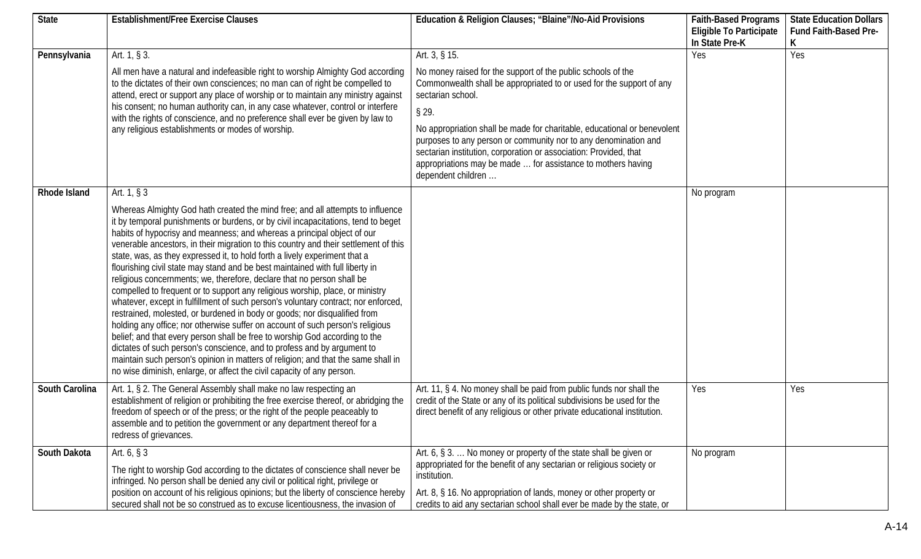| State | Establishment/Free Exercise Clauses | Education & Religion Clauses; "Blaine"/No-Aid Provisions | Faith-Based Programs Eligible To Participate In State Pre-K | State Education Dollars Fund Faith-Based Pre-K |
|---|---|---|---|---|
| Pennsylvania | Art. 1, § 3.<br><br>All men have a natural and indefeasible right to worship Almighty God according to the dictates of their own consciences; no man can of right be compelled to attend, erect or support any place of worship or to maintain any ministry against his consent; no human authority can, in any case whatever, control or interfere with the rights of conscience, and no preference shall ever be given by law to any religious establishments or modes of worship. | Art. 3, § 15.<br><br>No money raised for the support of the public schools of the Commonwealth shall be appropriated to or used for the support of any sectarian school.<br><br>§ 29.<br><br>No appropriation shall be made for charitable, educational or benevolent purposes to any person or community nor to any denomination and sectarian institution, corporation or association: Provided, that appropriations may be made … for assistance to mothers having dependent children … | Yes | Yes |
| Rhode Island | Art. 1, § 3<br><br>Whereas Almighty God hath created the mind free; and all attempts to influence it by temporal punishments or burdens, or by civil incapacitations, tend to beget habits of hypocrisy and meanness; and whereas a principal object of our venerable ancestors, in their migration to this country and their settlement of this state, was, as they expressed it, to hold forth a lively experiment that a flourishing civil state may stand and be best maintained with full liberty in religious concernments; we, therefore, declare that no person shall be compelled to frequent or to support any religious worship, place, or ministry whatever, except in fulfillment of such person's voluntary contract; nor enforced, restrained, molested, or burdened in body or goods; nor disqualified from holding any office; nor otherwise suffer on account of such person's religious belief; and that every person shall be free to worship God according to the dictates of such person's conscience, and to profess and by argument to maintain such person's opinion in matters of religion; and that the same shall in no wise diminish, enlarge, or affect the civil capacity of any person. | | No program | |
| South Carolina | Art. 1, § 2. The General Assembly shall make no law respecting an establishment of religion or prohibiting the free exercise thereof, or abridging the freedom of speech or of the press; or the right of the people peaceably to assemble and to petition the government or any department thereof for a redress of grievances. | Art. 11, § 4. No money shall be paid from public funds nor shall the credit of the State or any of its political subdivisions be used for the direct benefit of any religious or other private educational institution. | Yes | Yes |
| South Dakota | Art. 6, § 3<br><br>The right to worship God according to the dictates of conscience shall never be infringed. No person shall be denied any civil or political right, privilege or position on account of his religious opinions; but the liberty of conscience hereby secured shall not be so construed as to excuse licentiousness, the invasion of | Art. 6, § 3. … No money or property of the state shall be given or appropriated for the benefit of any sectarian or religious society or institution.<br><br>Art. 8, § 16. No appropriation of lands, money or other property or credits to aid any sectarian school shall ever be made by the state, or | No program | |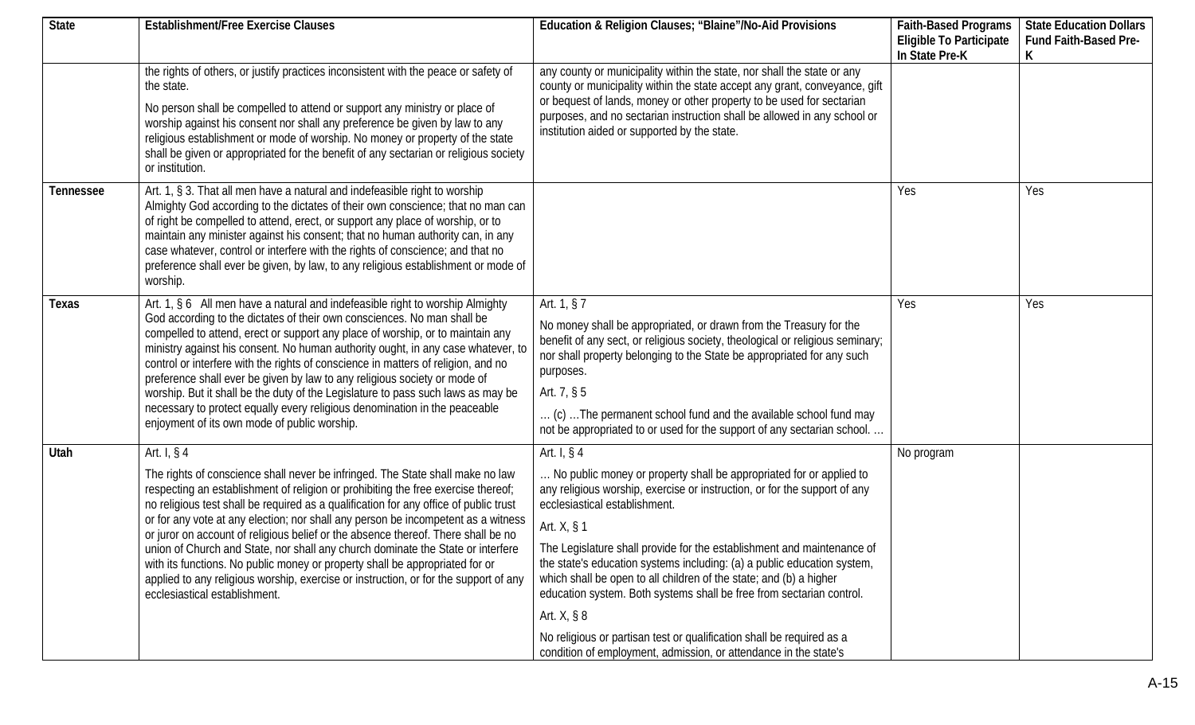| State | Establishment/Free Exercise Clauses | Education & Religion Clauses; "Blaine"/No-Aid Provisions | Faith-Based Programs Eligible To Participate In State Pre-K | State Education Dollars Fund Faith-Based Pre-K |
|---|---|---|---|---|
| | the rights of others, or justify practices inconsistent with the peace or safety of the state.<br><br>No person shall be compelled to attend or support any ministry or place of worship against his consent nor shall any preference be given by law to any religious establishment or mode of worship. No money or property of the state shall be given or appropriated for the benefit of any sectarian or religious society or institution. | any county or municipality within the state, nor shall the state or any county or municipality within the state accept any grant, conveyance, gift or bequest of lands, money or other property to be used for sectarian purposes, and no sectarian instruction shall be allowed in any school or institution aided or supported by the state. | | |
| **Tennessee** | Art. 1, § 3. That all men have a natural and indefeasible right to worship Almighty God according to the dictates of their own conscience; that no man can of right be compelled to attend, erect, or support any place of worship, or to maintain any minister against his consent; that no human authority can, in any case whatever, control or interfere with the rights of conscience; and that no preference shall ever be given, by law, to any religious establishment or mode of worship. | | Yes | Yes |
| **Texas** | Art. 1, § 6 All men have a natural and indefeasible right to worship Almighty God according to the dictates of their own consciences. No man shall be compelled to attend, erect or support any place of worship, or to maintain any ministry against his consent. No human authority ought, in any case whatever, to control or interfere with the rights of conscience in matters of religion, and no preference shall ever be given by law to any religious society or mode of worship. But it shall be the duty of the Legislature to pass such laws as may be necessary to protect equally every religious denomination in the peaceable enjoyment of its own mode of public worship. | Art. 1, § 7<br><br>No money shall be appropriated, or drawn from the Treasury for the benefit of any sect, or religious society, theological or religious seminary; nor shall property belonging to the State be appropriated for any such purposes.<br><br>Art. 7, § 5<br><br>… (c) …The permanent school fund and the available school fund may not be appropriated to or used for the support of any sectarian school. … | Yes | Yes |
| **Utah** | Art. I, § 4<br><br>The rights of conscience shall never be infringed. The State shall make no law respecting an establishment of religion or prohibiting the free exercise thereof; no religious test shall be required as a qualification for any office of public trust or for any vote at any election; nor shall any person be incompetent as a witness or juror on account of religious belief or the absence thereof. There shall be no union of Church and State, nor shall any church dominate the State or interfere with its functions. No public money or property shall be appropriated for or applied to any religious worship, exercise or instruction, or for the support of any ecclesiastical establishment. | Art. I, § 4<br><br>… No public money or property shall be appropriated for or applied to any religious worship, exercise or instruction, or for the support of any ecclesiastical establishment.<br><br>Art. X, § 1<br><br>The Legislature shall provide for the establishment and maintenance of the state's education systems including: (a) a public education system, which shall be open to all children of the state; and (b) a higher education system. Both systems shall be free from sectarian control.<br><br>Art. X, § 8<br><br>No religious or partisan test or qualification shall be required as a condition of employment, admission, or attendance in the state's | No program | |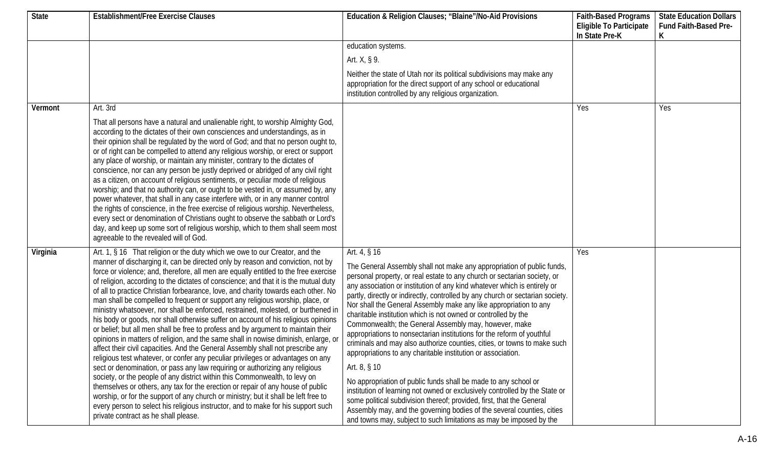| State | Establishment/Free Exercise Clauses | Education & Religion Clauses; "Blaine"/No-Aid Provisions | Faith-Based Programs Eligible To Participate In State Pre-K | State Education Dollars Fund Faith-Based Pre-K |
|---|---|---|---|---|
| | | education systems.<br><br>Art. X, § 9.<br><br>Neither the state of Utah nor its political subdivisions may make any appropriation for the direct support of any school or educational institution controlled by any religious organization. | | |
| **Vermont** | Art. 3rd<br><br>That all persons have a natural and unalienable right, to worship Almighty God, according to the dictates of their own consciences and understandings, as in their opinion shall be regulated by the word of God; and that no person ought to, or of right can be compelled to attend any religious worship, or erect or support any place of worship, or maintain any minister, contrary to the dictates of conscience, nor can any person be justly deprived or abridged of any civil right as a citizen, on account of religious sentiments, or peculiar mode of religious worship; and that no authority can, or ought to be vested in, or assumed by, any power whatever, that shall in any case interfere with, or in any manner control the rights of conscience, in the free exercise of religious worship. Nevertheless, every sect or denomination of Christians ought to observe the sabbath or Lord's day, and keep up some sort of religious worship, which to them shall seem most agreeable to the revealed will of God. | | Yes | Yes |
| **Virginia** | Art. 1, § 16 That religion or the duty which we owe to our Creator, and the manner of discharging it, can be directed only by reason and conviction, not by force or violence; and, therefore, all men are equally entitled to the free exercise of religion, according to the dictates of conscience; and that it is the mutual duty of all to practice Christian forbearance, love, and charity towards each other. No man shall be compelled to frequent or support any religious worship, place, or ministry whatsoever, nor shall be enforced, restrained, molested, or burthened in his body or goods, nor shall otherwise suffer on account of his religious opinions or belief; but all men shall be free to profess and by argument to maintain their opinions in matters of religion, and the same shall in nowise diminish, enlarge, or affect their civil capacities. And the General Assembly shall not prescribe any religious test whatever, or confer any peculiar privileges or advantages on any sect or denomination, or pass any law requiring or authorizing any religious society, or the people of any district within this Commonwealth, to levy on themselves or others, any tax for the erection or repair of any house of public worship, or for the support of any church or ministry; but it shall be left free to every person to select his religious instructor, and to make for his support such private contract as he shall please. | Art. 4, § 16<br><br>The General Assembly shall not make any appropriation of public funds, personal property, or real estate to any church or sectarian society, or any association or institution of any kind whatever which is entirely or partly, directly or indirectly, controlled by any church or sectarian society. Nor shall the General Assembly make any like appropriation to any charitable institution which is not owned or controlled by the Commonwealth; the General Assembly may, however, make appropriations to nonsectarian institutions for the reform of youthful criminals and may also authorize counties, cities, or towns to make such appropriations to any charitable institution or association.<br><br>Art. 8, § 10<br><br>No appropriation of public funds shall be made to any school or institution of learning not owned or exclusively controlled by the State or some political subdivision thereof; provided, first, that the General Assembly may, and the governing bodies of the several counties, cities and towns may, subject to such limitations as may be imposed by the | Yes | |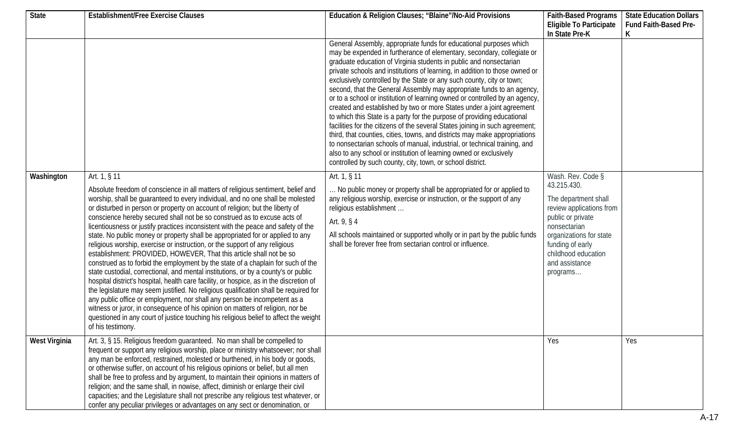| State | Establishment/Free Exercise Clauses | Education & Religion Clauses; "Blaine"/No-Aid Provisions | Faith-Based Programs Eligible To Participate In State Pre-K | State Education Dollars Fund Faith-Based Pre-K |
|---|---|---|---|---|
| | | General Assembly, appropriate funds for educational purposes which may be expended in furtherance of elementary, secondary, collegiate or graduate education of Virginia students in public and nonsectarian private schools and institutions of learning, in addition to those owned or exclusively controlled by the State or any such county, city or town; second, that the General Assembly may appropriate funds to an agency, or to a school or institution of learning owned or controlled by an agency, created and established by two or more States under a joint agreement to which this State is a party for the purpose of providing educational facilities for the citizens of the several States joining in such agreement; third, that counties, cities, towns, and districts may make appropriations to nonsectarian schools of manual, industrial, or technical training, and also to any school or institution of learning owned or exclusively controlled by such county, city, town, or school district. | | |
| **Washington** | Art. 1, § 11<br><br>Absolute freedom of conscience in all matters of religious sentiment, belief and worship, shall be guaranteed to every individual, and no one shall be molested or disturbed in person or property on account of religion; but the liberty of conscience hereby secured shall not be so construed as to excuse acts of licentiousness or justify practices inconsistent with the peace and safety of the state. No public money or property shall be appropriated for or applied to any religious worship, exercise or instruction, or the support of any religious establishment: PROVIDED, HOWEVER, That this article shall not be so construed as to forbid the employment by the state of a chaplain for such of the state custodial, correctional, and mental institutions, or by a county's or public hospital district's hospital, health care facility, or hospice, as in the discretion of the legislature may seem justified. No religious qualification shall be required for any public office or employment, nor shall any person be incompetent as a witness or juror, in consequence of his opinion on matters of religion, nor be questioned in any court of justice touching his religious belief to affect the weight of his testimony. | Art. 1, § 11<br><br>… No public money or property shall be appropriated for or applied to any religious worship, exercise or instruction, or the support of any religious establishment …<br><br>Art. 9, § 4<br><br>All schools maintained or supported wholly or in part by the public funds shall be forever free from sectarian control or influence. | Wash. Rev. Code § 43.215.430.<br><br>The department shall review applications from public or private nonsectarian organizations for state funding of early childhood education and assistance programs… | |
| **West Virginia** | Art. 3, § 15. Religious freedom guaranteed. No man shall be compelled to frequent or support any religious worship, place or ministry whatsoever; nor shall any man be enforced, restrained, molested or burthened, in his body or goods, or otherwise suffer, on account of his religious opinions or belief, but all men shall be free to profess and by argument, to maintain their opinions in matters of religion; and the same shall, in nowise, affect, diminish or enlarge their civil capacities; and the Legislature shall not prescribe any religious test whatever, or confer any peculiar privileges or advantages on any sect or denomination, or | | Yes | Yes |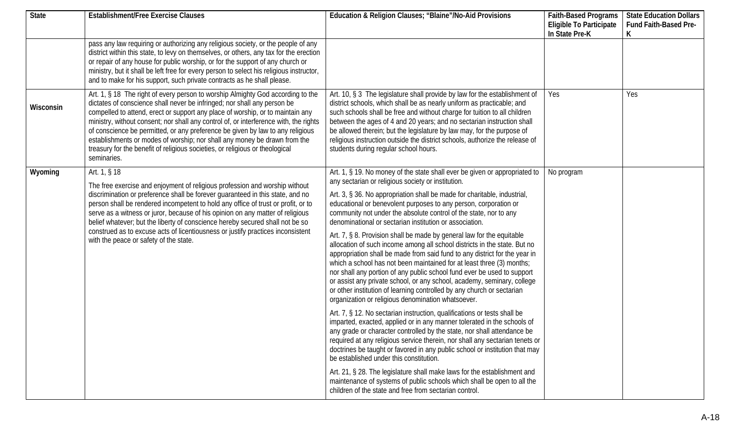| State | Establishment/Free Exercise Clauses | Education & Religion Clauses; "Blaine"/No-Aid Provisions | Faith-Based Programs Eligible To Participate In State Pre-K | State Education Dollars Fund Faith-Based Pre-K |
|---|---|---|---|---|
| | pass any law requiring or authorizing any religious society, or the people of any district within this state, to levy on themselves, or others, any tax for the erection or repair of any house for public worship, or for the support of any church or ministry, but it shall be left free for every person to select his religious instructor, and to make for his support, such private contracts as he shall please. | | | |
| Wisconsin | Art. 1, § 18 The right of every person to worship Almighty God according to the dictates of conscience shall never be infringed; nor shall any person be compelled to attend, erect or support any place of worship, or to maintain any ministry, without consent; nor shall any control of, or interference with, the rights of conscience be permitted, or any preference be given by law to any religious establishments or modes of worship; nor shall any money be drawn from the treasury for the benefit of religious societies, or religious or theological seminaries. | Art. 10, § 3 The legislature shall provide by law for the establishment of district schools, which shall be as nearly uniform as practicable; and such schools shall be free and without charge for tuition to all children between the ages of 4 and 20 years; and no sectarian instruction shall be allowed therein; but the legislature by law may, for the purpose of religious instruction outside the district schools, authorize the release of students during regular school hours. | Yes | Yes |
| Wyoming | Art. 1, § 18<br><br>The free exercise and enjoyment of religious profession and worship without discrimination or preference shall be forever guaranteed in this state, and no person shall be rendered incompetent to hold any office of trust or profit, or to serve as a witness or juror, because of his opinion on any matter of religious belief whatever; but the liberty of conscience hereby secured shall not be so construed as to excuse acts of licentiousness or justify practices inconsistent with the peace or safety of the state. | Art. 1, § 19. No money of the state shall ever be given or appropriated to any sectarian or religious society or institution.<br><br>Art. 3, § 36. No appropriation shall be made for charitable, industrial, educational or benevolent purposes to any person, corporation or community not under the absolute control of the state, nor to any denominational or sectarian institution or association.<br><br>Art. 7, § 8. Provision shall be made by general law for the equitable allocation of such income among all school districts in the state. But no appropriation shall be made from said fund to any district for the year in which a school has not been maintained for at least three (3) months; nor shall any portion of any public school fund ever be used to support or assist any private school, or any school, academy, seminary, college or other institution of learning controlled by any church or sectarian organization or religious denomination whatsoever.<br><br>Art. 7, § 12. No sectarian instruction, qualifications or tests shall be imparted, exacted, applied or in any manner tolerated in the schools of any grade or character controlled by the state, nor shall attendance be required at any religious service therein, nor shall any sectarian tenets or doctrines be taught or favored in any public school or institution that may be established under this constitution.<br><br>Art. 21, § 28. The legislature shall make laws for the establishment and maintenance of systems of public schools which shall be open to all the children of the state and free from sectarian control. | No program | |